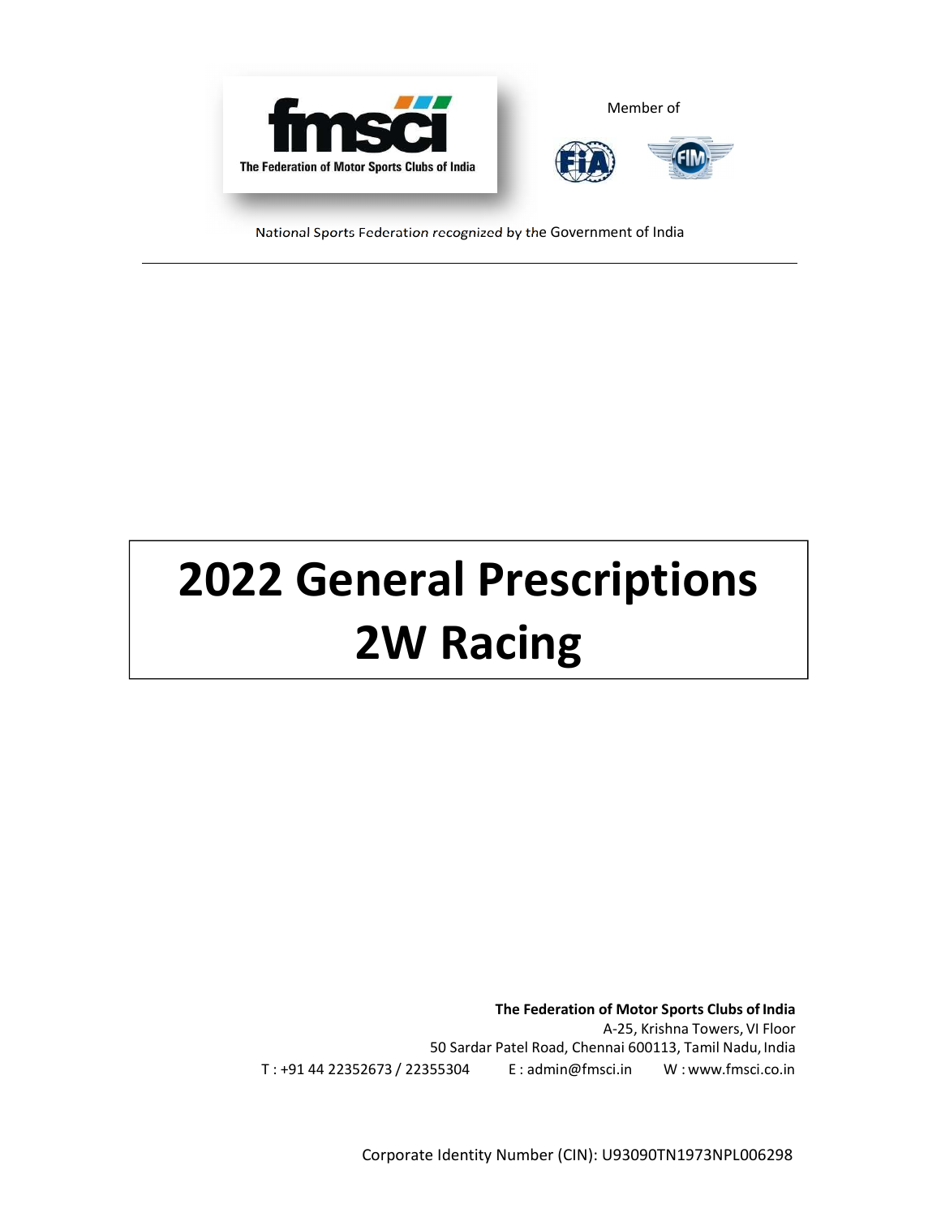fmsci

The Federation of Motor Sports Clubs of India

Member of

FIA FIM

National Sports Federation recognized by the Government of India

---

# 2022 General Prescriptions 2W Racing

**The Federation of Motor Sports Clubs of India**
A-25, Krishna Towers, VI Floor
50 Sardar Patel Road, Chennai 600113, Tamil Nadu, India
T : +91 44 22352673 / 22355304 E : admin@fmsci.in W : www.fmsci.co.in

Corporate Identity Number (CIN): U93090TN1973NPL006298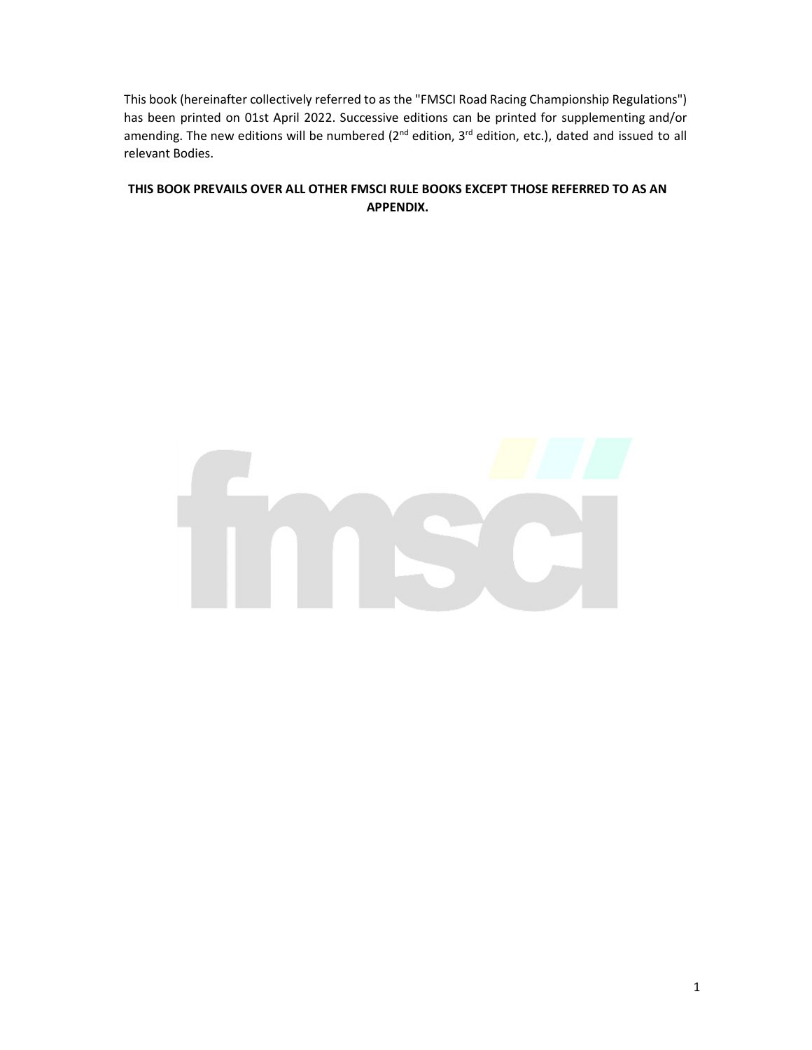This book (hereinafter collectively referred to as the "FMSCI Road Racing Championship Regulations") has been printed on 01st April 2022. Successive editions can be printed for supplementing and/or amending. The new editions will be numbered (2nd edition, 3rd edition, etc.), dated and issued to all relevant Bodies.

**THIS BOOK PREVAILS OVER ALL OTHER FMSCI RULE BOOKS EXCEPT THOSE REFERRED TO AS AN APPENDIX.**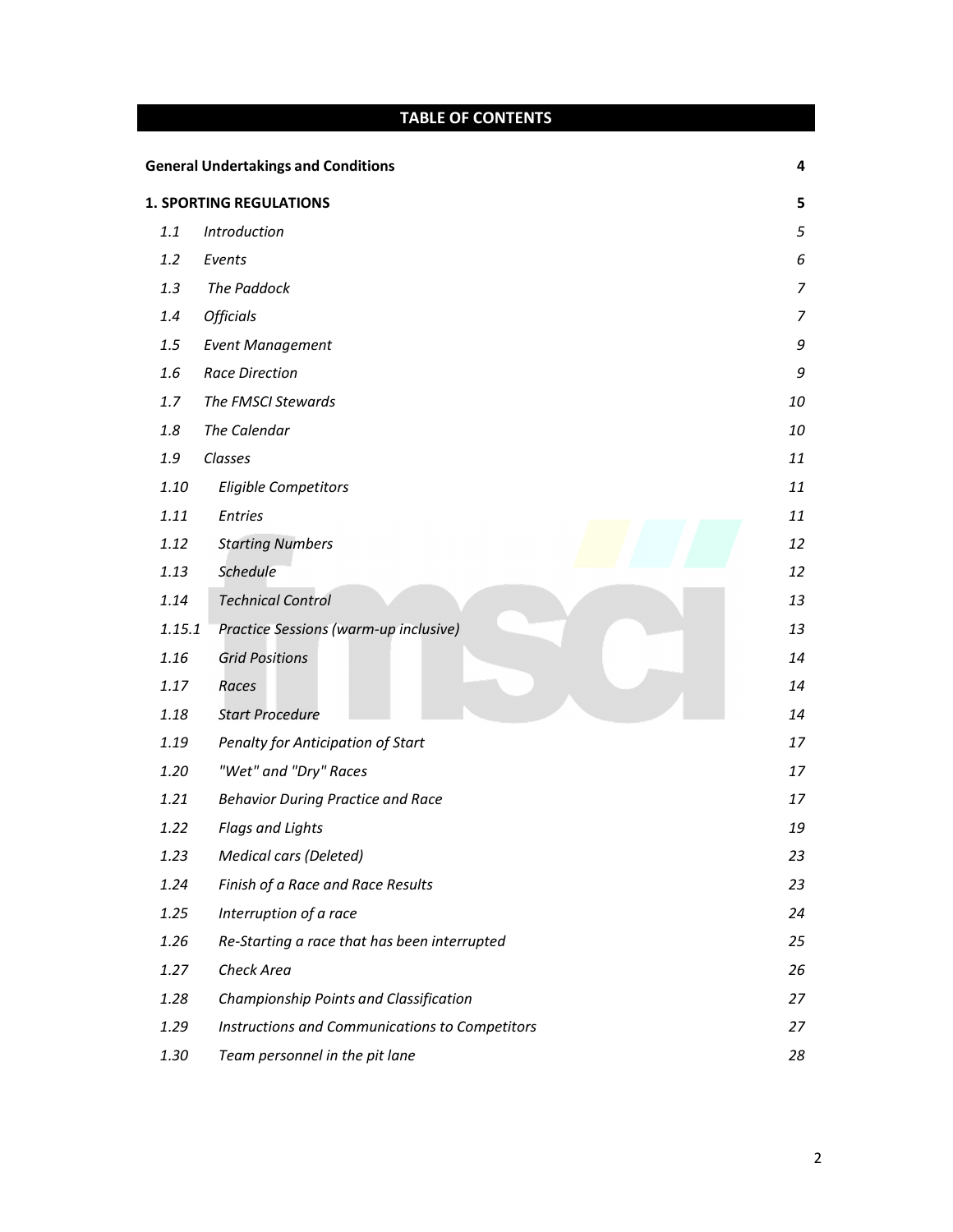## TABLE OF CONTENTS

| | | |
|---|---|---|
| **General Undertakings and Conditions** | | **4** |
| **1. SPORTING REGULATIONS** | | **5** |
| *1.1* | *Introduction* | *5* |
| *1.2* | *Events* | *6* |
| *1.3* | *The Paddock* | *7* |
| *1.4* | *Officials* | *7* |
| *1.5* | *Event Management* | *9* |
| *1.6* | *Race Direction* | *9* |
| *1.7* | *The FMSCI Stewards* | *10* |
| *1.8* | *The Calendar* | *10* |
| *1.9* | *Classes* | *11* |
| *1.10* | *Eligible Competitors* | *11* |
| *1.11* | *Entries* | *11* |
| *1.12* | *Starting Numbers* | *12* |
| *1.13* | *Schedule* | *12* |
| *1.14* | *Technical Control* | *13* |
| *1.15.1* | *Practice Sessions (warm-up inclusive)* | *13* |
| *1.16* | *Grid Positions* | *14* |
| *1.17* | *Races* | *14* |
| *1.18* | *Start Procedure* | *14* |
| *1.19* | *Penalty for Anticipation of Start* | *17* |
| *1.20* | *"Wet" and "Dry" Races* | *17* |
| *1.21* | *Behavior During Practice and Race* | *17* |
| *1.22* | *Flags and Lights* | *19* |
| *1.23* | *Medical cars (Deleted)* | *23* |
| *1.24* | *Finish of a Race and Race Results* | *23* |
| *1.25* | *Interruption of a race* | *24* |
| *1.26* | *Re-Starting a race that has been interrupted* | *25* |
| *1.27* | *Check Area* | *26* |
| *1.28* | *Championship Points and Classification* | *27* |
| *1.29* | *Instructions and Communications to Competitors* | *27* |
| *1.30* | *Team personnel in the pit lane* | *28* |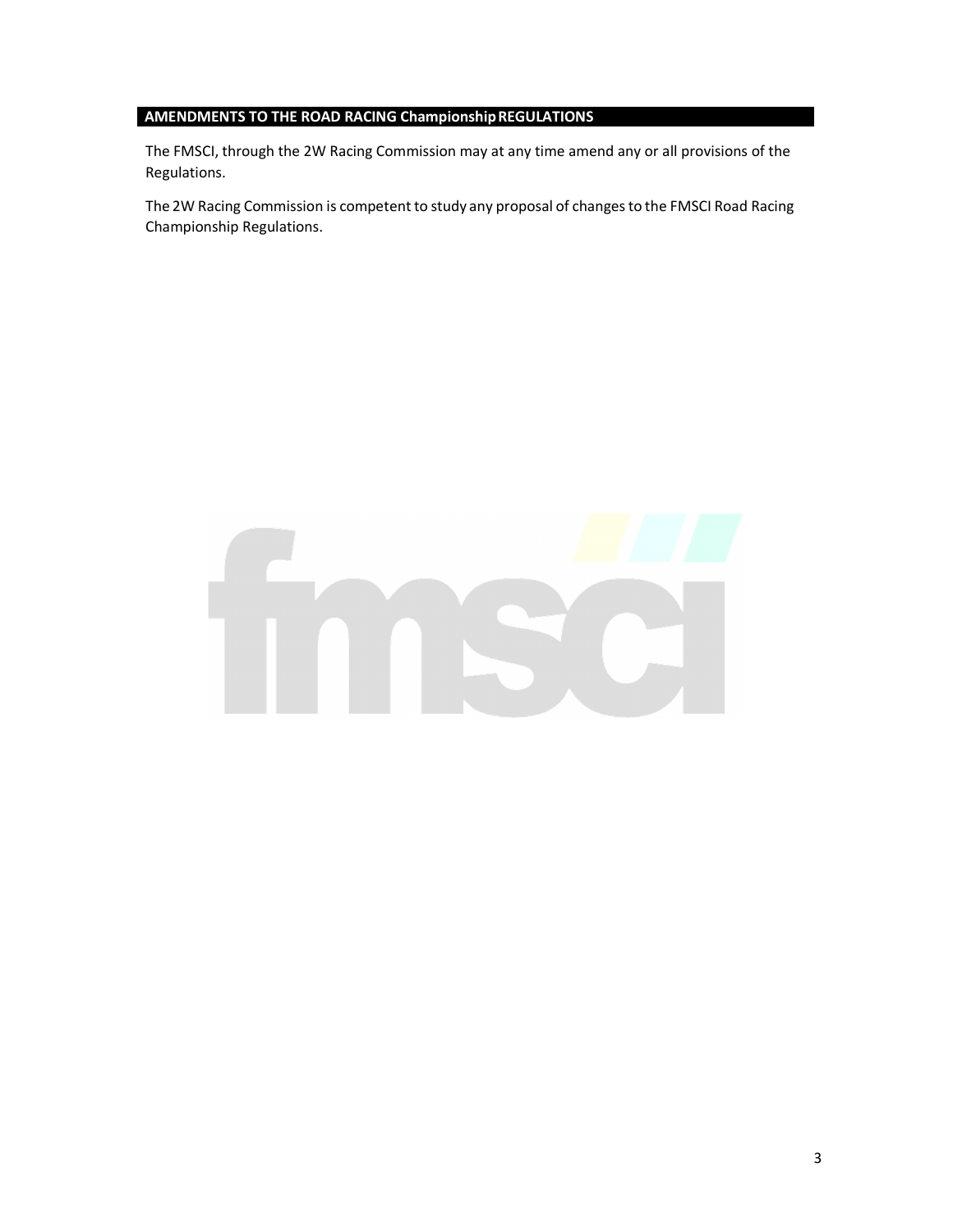## AMENDMENTS TO THE ROAD RACING Championship REGULATIONS

The FMSCI, through the 2W Racing Commission may at any time amend any or all provisions of the Regulations.

The 2W Racing Commission is competent to study any proposal of changes to the FMSCI Road Racing Championship Regulations.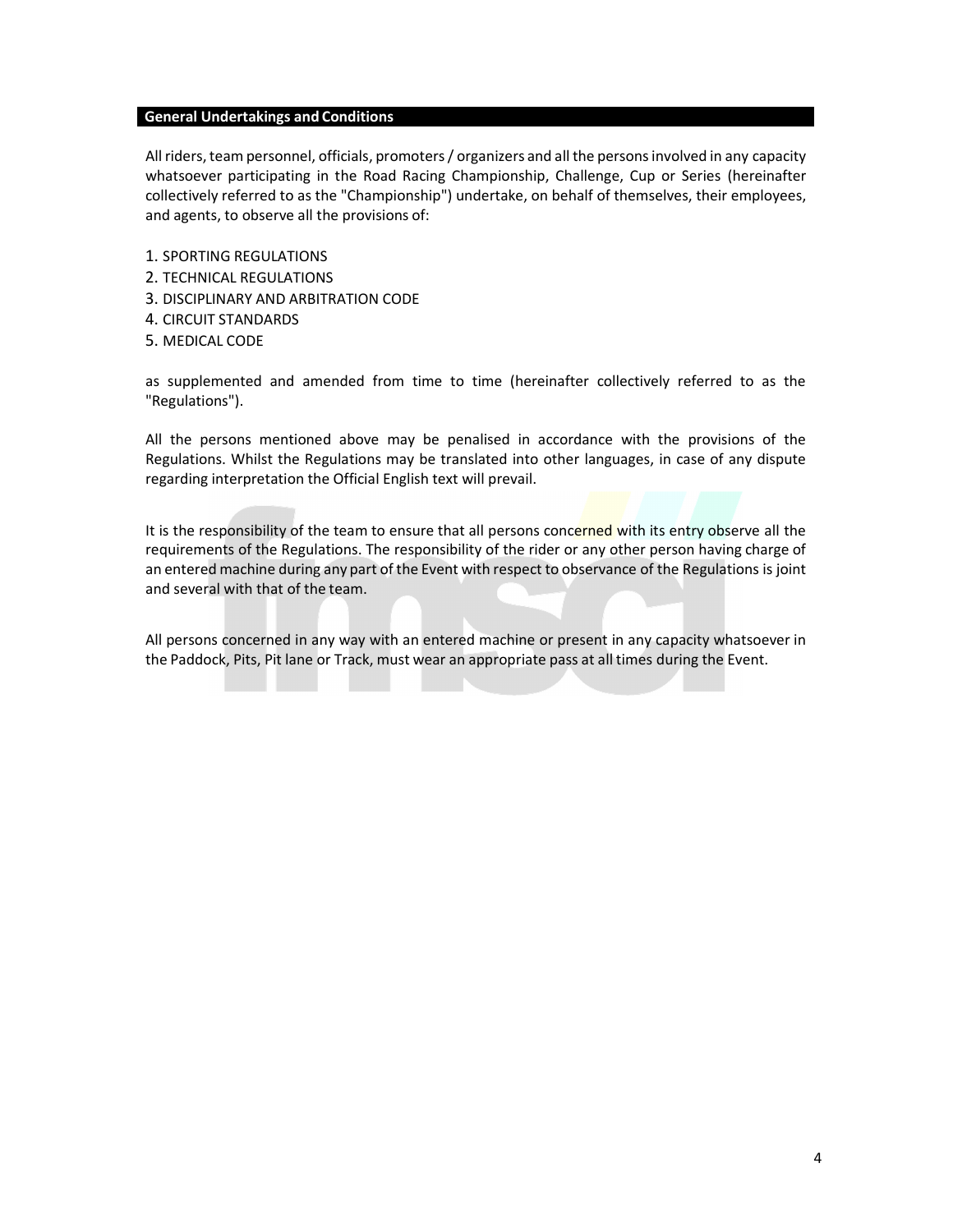## General Undertakings and Conditions

All riders, team personnel, officials, promoters / organizers and all the persons involved in any capacity whatsoever participating in the Road Racing Championship, Challenge, Cup or Series (hereinafter collectively referred to as the "Championship") undertake, on behalf of themselves, their employees, and agents, to observe all the provisions of:

1. SPORTING REGULATIONS
2. TECHNICAL REGULATIONS
3. DISCIPLINARY AND ARBITRATION CODE
4. CIRCUIT STANDARDS
5. MEDICAL CODE

as supplemented and amended from time to time (hereinafter collectively referred to as the "Regulations").

All the persons mentioned above may be penalised in accordance with the provisions of the Regulations. Whilst the Regulations may be translated into other languages, in case of any dispute regarding interpretation the Official English text will prevail.

It is the responsibility of the team to ensure that all persons concerned with its entry observe all the requirements of the Regulations. The responsibility of the rider or any other person having charge of an entered machine during any part of the Event with respect to observance of the Regulations is joint and several with that of the team.

All persons concerned in any way with an entered machine or present in any capacity whatsoever in the Paddock, Pits, Pit lane or Track, must wear an appropriate pass at all times during the Event.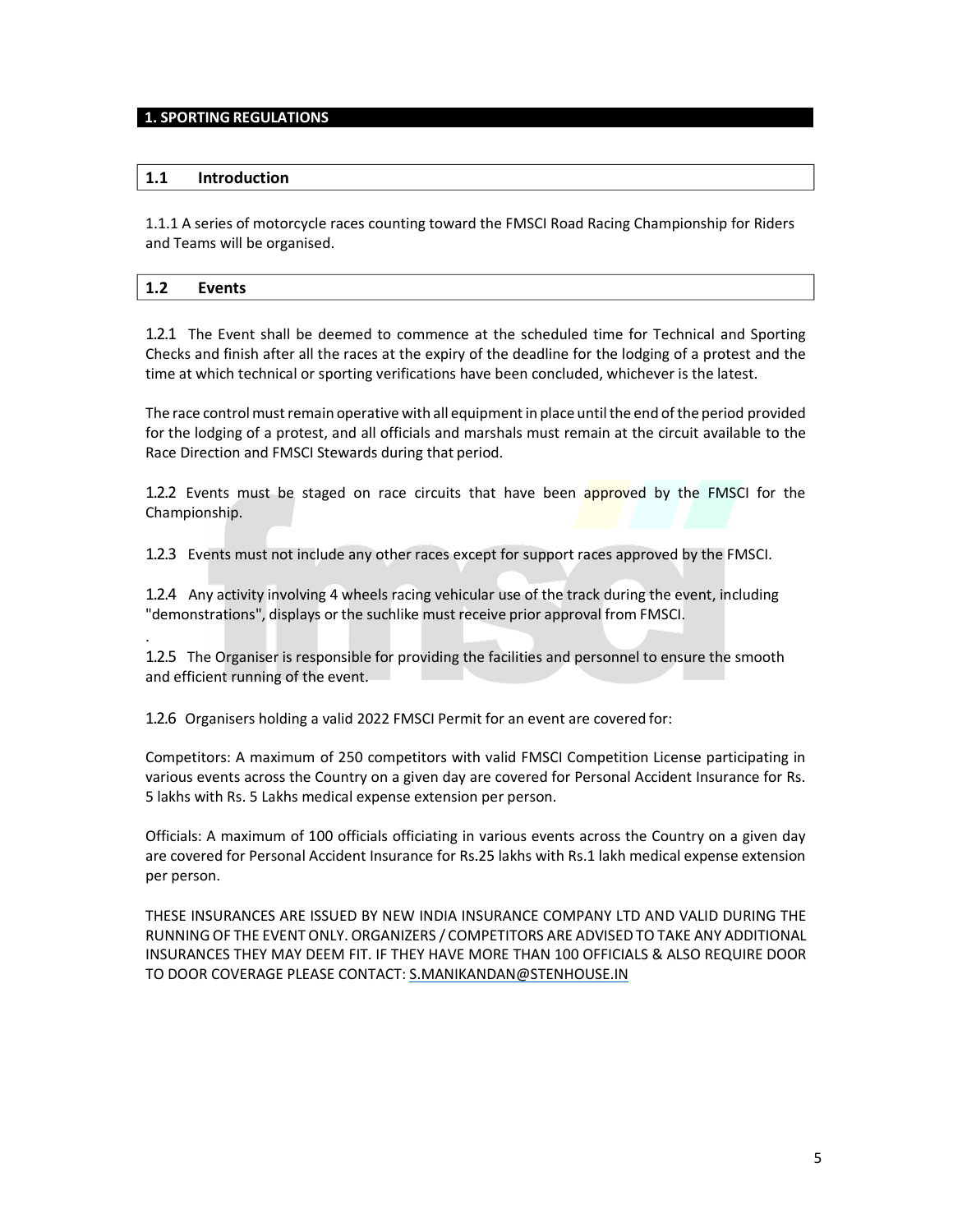# 1. SPORTING REGULATIONS

## 1.1 Introduction

1.1.1 A series of motorcycle races counting toward the FMSCI Road Racing Championship for Riders and Teams will be organised.

## 1.2 Events

1.2.1 The Event shall be deemed to commence at the scheduled time for Technical and Sporting Checks and finish after all the races at the expiry of the deadline for the lodging of a protest and the time at which technical or sporting verifications have been concluded, whichever is the latest.

The race control must remain operative with all equipment in place until the end of the period provided for the lodging of a protest, and all officials and marshals must remain at the circuit available to the Race Direction and FMSCI Stewards during that period.

1.2.2 Events must be staged on race circuits that have been approved by the FMSCI for the Championship.

1.2.3 Events must not include any other races except for support races approved by the FMSCI.

1.2.4 Any activity involving 4 wheels racing vehicular use of the track during the event, including "demonstrations", displays or the suchlike must receive prior approval from FMSCI.

.

1.2.5 The Organiser is responsible for providing the facilities and personnel to ensure the smooth and efficient running of the event.

1.2.6 Organisers holding a valid 2022 FMSCI Permit for an event are covered for:

Competitors: A maximum of 250 competitors with valid FMSCI Competition License participating in various events across the Country on a given day are covered for Personal Accident Insurance for Rs. 5 lakhs with Rs. 5 Lakhs medical expense extension per person.

Officials: A maximum of 100 officials officiating in various events across the Country on a given day are covered for Personal Accident Insurance for Rs.25 lakhs with Rs.1 lakh medical expense extension per person.

THESE INSURANCES ARE ISSUED BY NEW INDIA INSURANCE COMPANY LTD AND VALID DURING THE RUNNING OF THE EVENT ONLY. ORGANIZERS / COMPETITORS ARE ADVISED TO TAKE ANY ADDITIONAL INSURANCES THEY MAY DEEM FIT. IF THEY HAVE MORE THAN 100 OFFICIALS & ALSO REQUIRE DOOR TO DOOR COVERAGE PLEASE CONTACT: S.MANIKANDAN@STENHOUSE.IN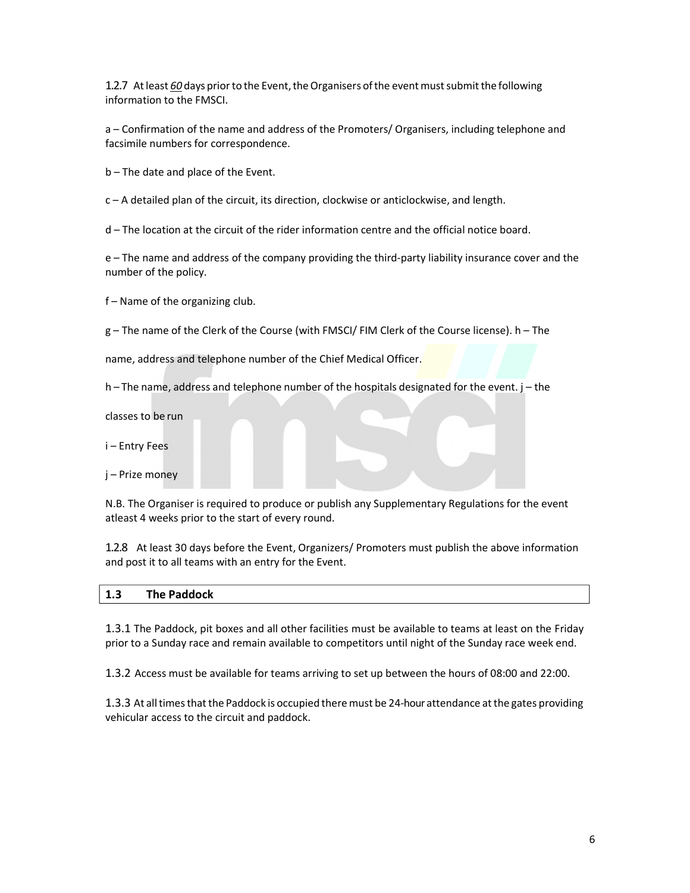1.2.7 At least *60* days prior to the Event, the Organisers of the event must submit the following information to the FMSCI.

a – Confirmation of the name and address of the Promoters/ Organisers, including telephone and facsimile numbers for correspondence.

b – The date and place of the Event.

c – A detailed plan of the circuit, its direction, clockwise or anticlockwise, and length.

d – The location at the circuit of the rider information centre and the official notice board.

e – The name and address of the company providing the third-party liability insurance cover and the number of the policy.

f – Name of the organizing club.

g – The name of the Clerk of the Course (with FMSCI/ FIM Clerk of the Course license). h – The

name, address and telephone number of the Chief Medical Officer.

h – The name, address and telephone number of the hospitals designated for the event. j – the

classes to be run

i – Entry Fees

j – Prize money

N.B. The Organiser is required to produce or publish any Supplementary Regulations for the event atleast 4 weeks prior to the start of every round.

1.2.8 At least 30 days before the Event, Organizers/ Promoters must publish the above information and post it to all teams with an entry for the Event.

## 1.3 The Paddock

1.3.1 The Paddock, pit boxes and all other facilities must be available to teams at least on the Friday prior to a Sunday race and remain available to competitors until night of the Sunday race week end.

1.3.2 Access must be available for teams arriving to set up between the hours of 08:00 and 22:00.

1.3.3 At all times that the Paddock is occupied there must be 24-hour attendance at the gates providing vehicular access to the circuit and paddock.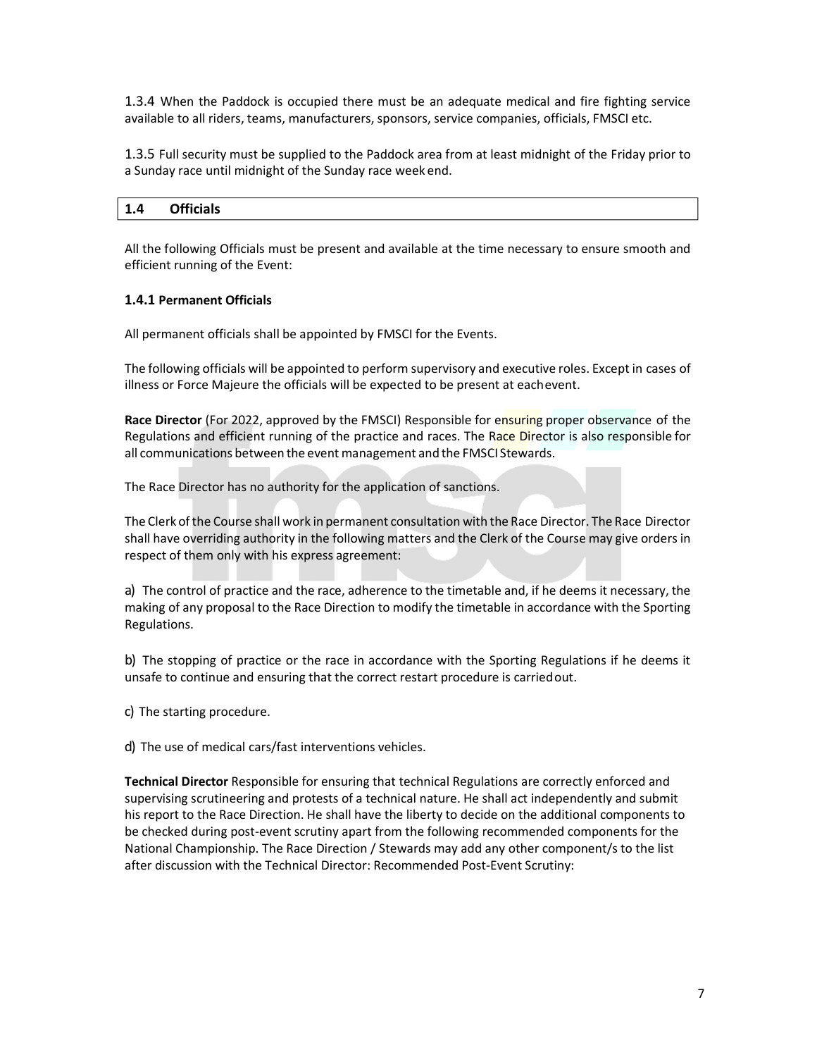1.3.4 When the Paddock is occupied there must be an adequate medical and fire fighting service available to all riders, teams, manufacturers, sponsors, service companies, officials, FMSCI etc.

1.3.5 Full security must be supplied to the Paddock area from at least midnight of the Friday prior to a Sunday race until midnight of the Sunday race week end.

## 1.4 Officials

All the following Officials must be present and available at the time necessary to ensure smooth and efficient running of the Event:

### 1.4.1 Permanent Officials

All permanent officials shall be appointed by FMSCI for the Events.

The following officials will be appointed to perform supervisory and executive roles. Except in cases of illness or Force Majeure the officials will be expected to be present at each event.

**Race Director** (For 2022, approved by the FMSCI) Responsible for ensuring proper observance of the Regulations and efficient running of the practice and races. The Race Director is also responsible for all communications between the event management and the FMSCI Stewards.

The Race Director has no authority for the application of sanctions.

The Clerk of the Course shall work in permanent consultation with the Race Director. The Race Director shall have overriding authority in the following matters and the Clerk of the Course may give orders in respect of them only with his express agreement:

a) The control of practice and the race, adherence to the timetable and, if he deems it necessary, the making of any proposal to the Race Direction to modify the timetable in accordance with the Sporting Regulations.

b) The stopping of practice or the race in accordance with the Sporting Regulations if he deems it unsafe to continue and ensuring that the correct restart procedure is carried out.

c) The starting procedure.

d) The use of medical cars/fast interventions vehicles.

**Technical Director** Responsible for ensuring that technical Regulations are correctly enforced and supervising scrutineering and protests of a technical nature. He shall act independently and submit his report to the Race Direction. He shall have the liberty to decide on the additional components to be checked during post-event scrutiny apart from the following recommended components for the National Championship. The Race Direction / Stewards may add any other component/s to the list after discussion with the Technical Director: Recommended Post-Event Scrutiny: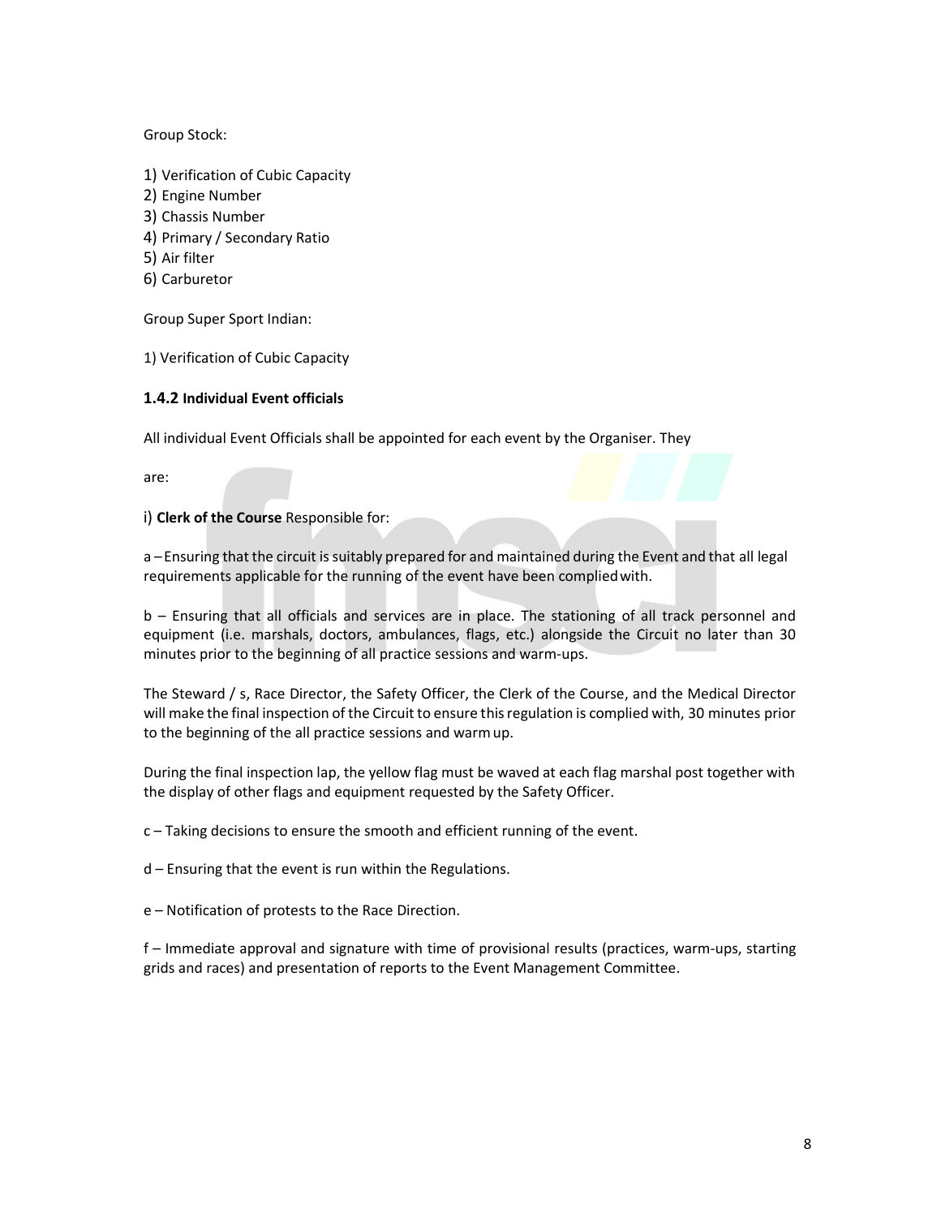Group Stock:

1) Verification of Cubic Capacity
2) Engine Number
3) Chassis Number
4) Primary / Secondary Ratio
5) Air filter
6) Carburetor

Group Super Sport Indian:

1) Verification of Cubic Capacity

### 1.4.2 Individual Event officials

All individual Event Officials shall be appointed for each event by the Organiser. They

are:

i) **Clerk of the Course** Responsible for:

a – Ensuring that the circuit is suitably prepared for and maintained during the Event and that all legal requirements applicable for the running of the event have been complied with.

b – Ensuring that all officials and services are in place. The stationing of all track personnel and equipment (i.e. marshals, doctors, ambulances, flags, etc.) alongside the Circuit no later than 30 minutes prior to the beginning of all practice sessions and warm-ups.

The Steward / s, Race Director, the Safety Officer, the Clerk of the Course, and the Medical Director will make the final inspection of the Circuit to ensure this regulation is complied with, 30 minutes prior to the beginning of the all practice sessions and warm up.

During the final inspection lap, the yellow flag must be waved at each flag marshal post together with the display of other flags and equipment requested by the Safety Officer.

c – Taking decisions to ensure the smooth and efficient running of the event.

d – Ensuring that the event is run within the Regulations.

e – Notification of protests to the Race Direction.

f – Immediate approval and signature with time of provisional results (practices, warm-ups, starting grids and races) and presentation of reports to the Event Management Committee.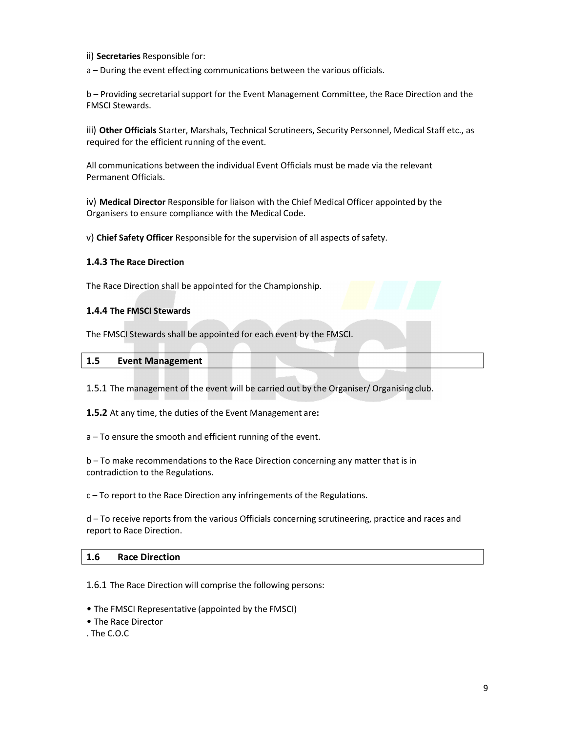ii) **Secretaries** Responsible for:

a – During the event effecting communications between the various officials.

b – Providing secretarial support for the Event Management Committee, the Race Direction and the FMSCI Stewards.

iii) **Other Officials** Starter, Marshals, Technical Scrutineers, Security Personnel, Medical Staff etc., as required for the efficient running of the event.

All communications between the individual Event Officials must be made via the relevant Permanent Officials.

iv) **Medical Director** Responsible for liaison with the Chief Medical Officer appointed by the Organisers to ensure compliance with the Medical Code.

v) **Chief Safety Officer** Responsible for the supervision of all aspects of safety.

#### 1.4.3 The Race Direction

The Race Direction shall be appointed for the Championship.

#### 1.4.4 The FMSCI Stewards

The FMSCI Stewards shall be appointed for each event by the FMSCI.

### 1.5 Event Management

1.5.1 The management of the event will be carried out by the Organiser/ Organising club.

**1.5.2** At any time, the duties of the Event Management are**:**

a – To ensure the smooth and efficient running of the event.

b – To make recommendations to the Race Direction concerning any matter that is in contradiction to the Regulations.

c – To report to the Race Direction any infringements of the Regulations.

d – To receive reports from the various Officials concerning scrutineering, practice and races and report to Race Direction.

### 1.6 Race Direction

1.6.1 The Race Direction will comprise the following persons:

- The FMSCI Representative (appointed by the FMSCI)
- The Race Director

. The C.O.C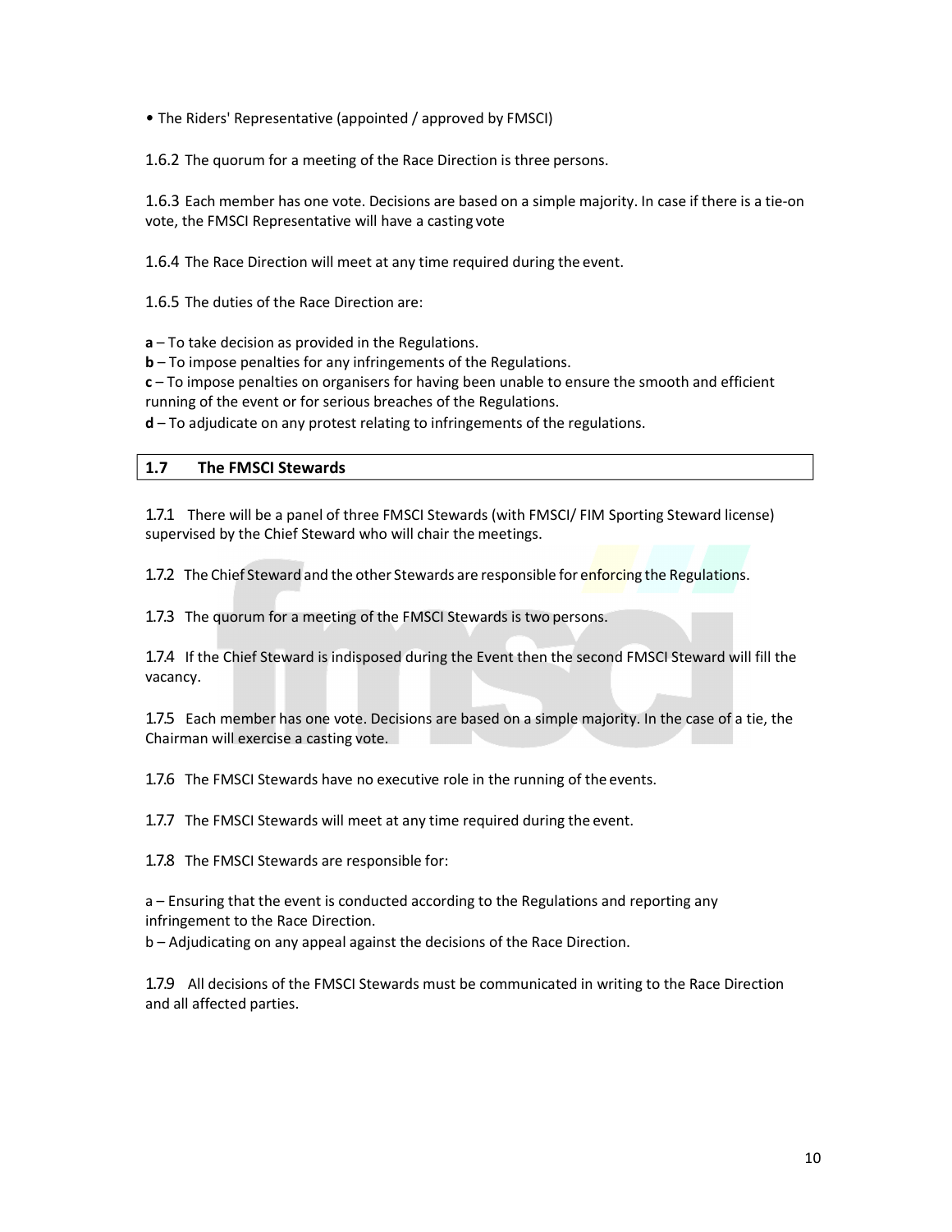• The Riders' Representative (appointed / approved by FMSCI)

1.6.2 The quorum for a meeting of the Race Direction is three persons.

1.6.3 Each member has one vote. Decisions are based on a simple majority. In case if there is a tie-on vote, the FMSCI Representative will have a casting vote

1.6.4 The Race Direction will meet at any time required during the event.

1.6.5 The duties of the Race Direction are:

**a** – To take decision as provided in the Regulations.
**b** – To impose penalties for any infringements of the Regulations.
**c** – To impose penalties on organisers for having been unable to ensure the smooth and efficient running of the event or for serious breaches of the Regulations.
**d** – To adjudicate on any protest relating to infringements of the regulations.

## 1.7 The FMSCI Stewards

1.7.1 There will be a panel of three FMSCI Stewards (with FMSCI/ FIM Sporting Steward license) supervised by the Chief Steward who will chair the meetings.

1.7.2 The Chief Steward and the other Stewards are responsible for enforcing the Regulations.

1.7.3 The quorum for a meeting of the FMSCI Stewards is two persons.

1.7.4 If the Chief Steward is indisposed during the Event then the second FMSCI Steward will fill the vacancy.

1.7.5 Each member has one vote. Decisions are based on a simple majority. In the case of a tie, the Chairman will exercise a casting vote.

1.7.6 The FMSCI Stewards have no executive role in the running of the events.

1.7.7 The FMSCI Stewards will meet at any time required during the event.

1.7.8 The FMSCI Stewards are responsible for:

a – Ensuring that the event is conducted according to the Regulations and reporting any infringement to the Race Direction.
b – Adjudicating on any appeal against the decisions of the Race Direction.

1.7.9 All decisions of the FMSCI Stewards must be communicated in writing to the Race Direction and all affected parties.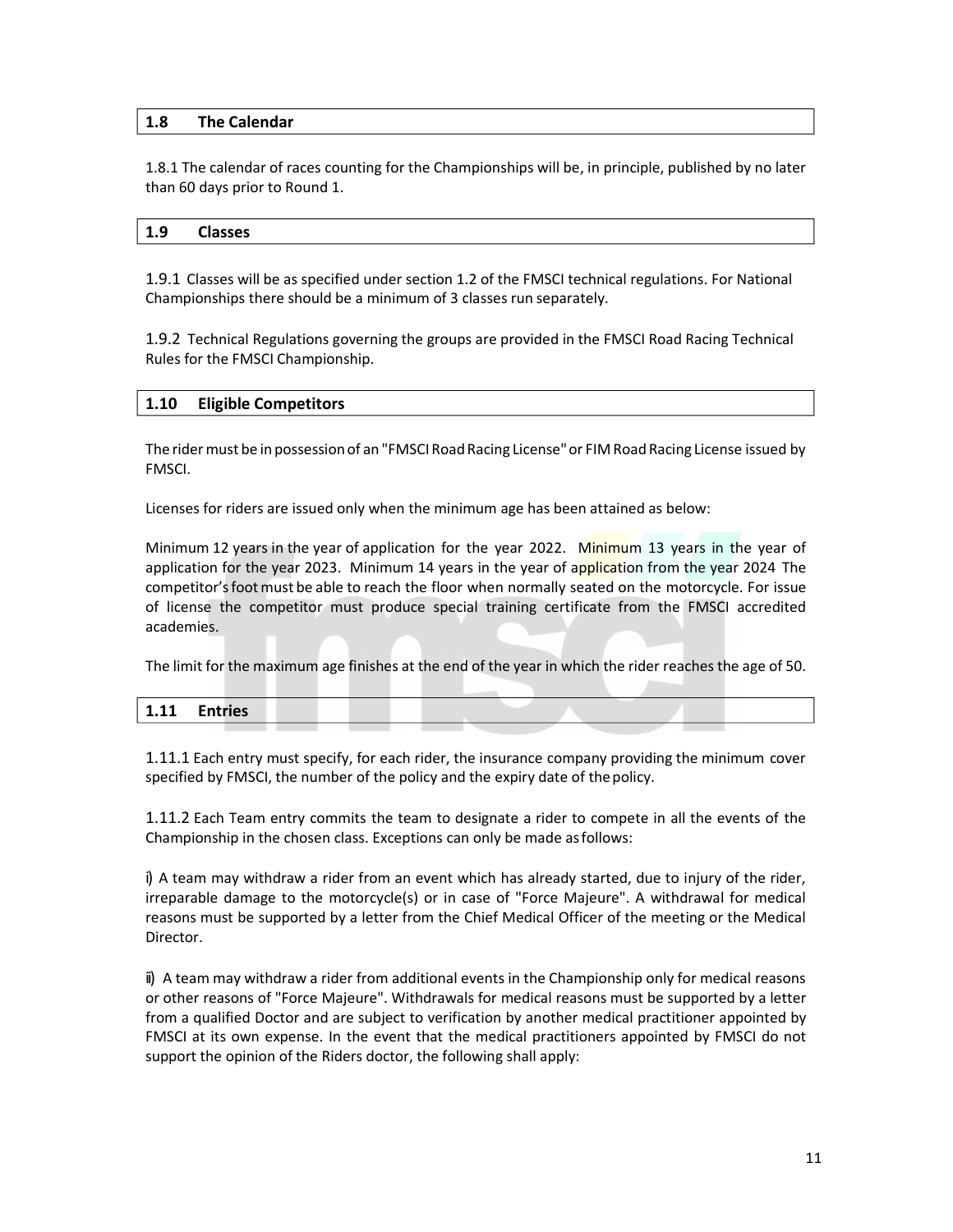## 1.8 The Calendar

1.8.1 The calendar of races counting for the Championships will be, in principle, published by no later than 60 days prior to Round 1.

## 1.9 Classes

1.9.1 Classes will be as specified under section 1.2 of the FMSCI technical regulations. For National Championships there should be a minimum of 3 classes run separately.

1.9.2 Technical Regulations governing the groups are provided in the FMSCI Road Racing Technical Rules for the FMSCI Championship.

## 1.10 Eligible Competitors

The rider must be in possession of an "FMSCI Road Racing License" or FIM Road Racing License issued by FMSCI.

Licenses for riders are issued only when the minimum age has been attained as below:

Minimum 12 years in the year of application for the year 2022. Minimum 13 years in the year of application for the year 2023. Minimum 14 years in the year of application from the year 2024 The competitor's foot must be able to reach the floor when normally seated on the motorcycle. For issue of license the competitor must produce special training certificate from the FMSCI accredited academies.

The limit for the maximum age finishes at the end of the year in which the rider reaches the age of 50.

## 1.11 Entries

1.11.1 Each entry must specify, for each rider, the insurance company providing the minimum cover specified by FMSCI, the number of the policy and the expiry date of the policy.

1.11.2 Each Team entry commits the team to designate a rider to compete in all the events of the Championship in the chosen class. Exceptions can only be made as follows:

i) A team may withdraw a rider from an event which has already started, due to injury of the rider, irreparable damage to the motorcycle(s) or in case of "Force Majeure". A withdrawal for medical reasons must be supported by a letter from the Chief Medical Officer of the meeting or the Medical Director.

ii) A team may withdraw a rider from additional events in the Championship only for medical reasons or other reasons of "Force Majeure". Withdrawals for medical reasons must be supported by a letter from a qualified Doctor and are subject to verification by another medical practitioner appointed by FMSCI at its own expense. In the event that the medical practitioners appointed by FMSCI do not support the opinion of the Riders doctor, the following shall apply: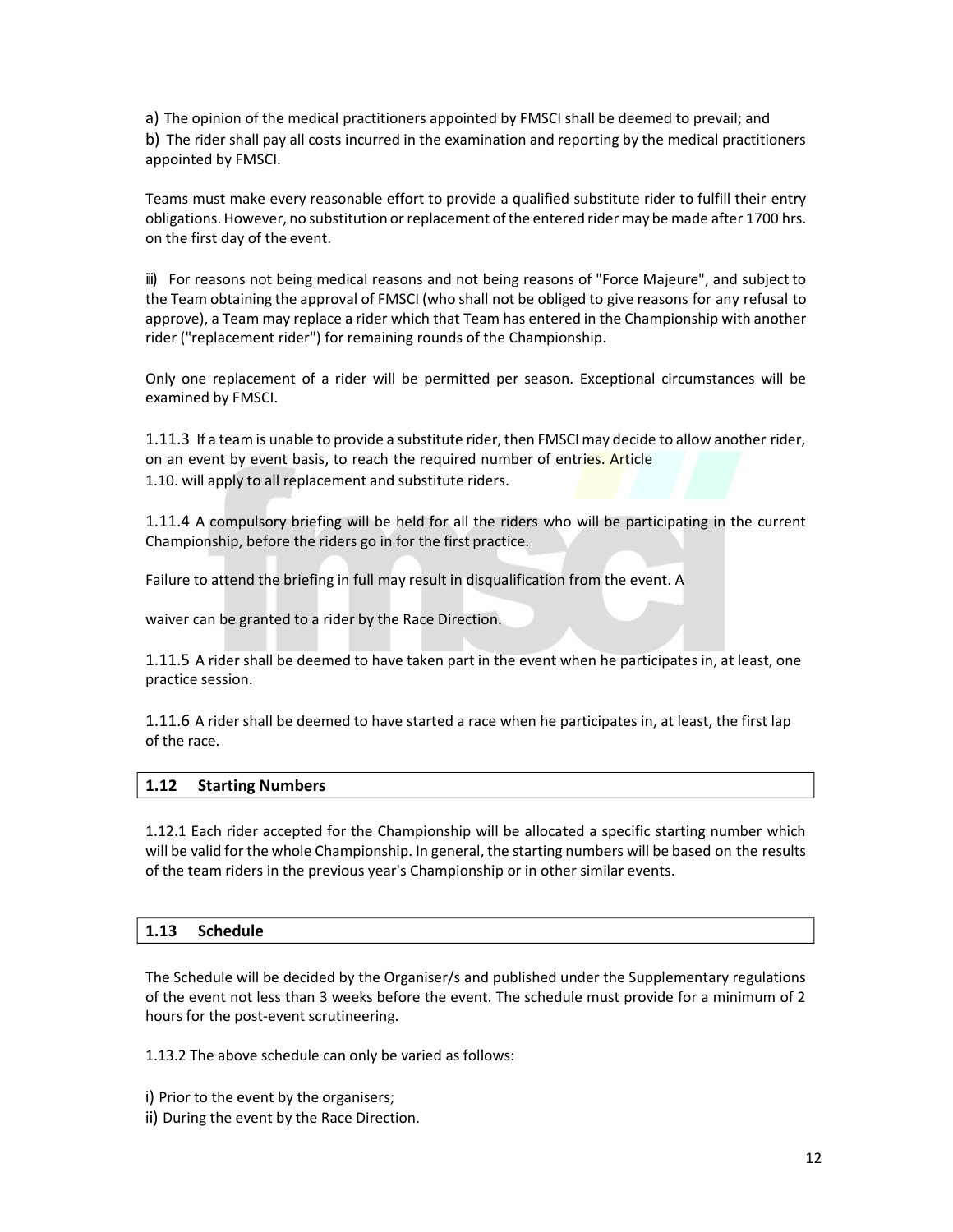a) The opinion of the medical practitioners appointed by FMSCI shall be deemed to prevail; and

b) The rider shall pay all costs incurred in the examination and reporting by the medical practitioners appointed by FMSCI.

Teams must make every reasonable effort to provide a qualified substitute rider to fulfill their entry obligations. However, no substitution or replacement of the entered rider may be made after 1700 hrs. on the first day of the event.

iii) For reasons not being medical reasons and not being reasons of "Force Majeure", and subject to the Team obtaining the approval of FMSCI (who shall not be obliged to give reasons for any refusal to approve), a Team may replace a rider which that Team has entered in the Championship with another rider ("replacement rider") for remaining rounds of the Championship.

Only one replacement of a rider will be permitted per season. Exceptional circumstances will be examined by FMSCI.

1.11.3 If a team is unable to provide a substitute rider, then FMSCI may decide to allow another rider, on an event by event basis, to reach the required number of entries. Article 1.10. will apply to all replacement and substitute riders.

1.11.4 A compulsory briefing will be held for all the riders who will be participating in the current Championship, before the riders go in for the first practice.

Failure to attend the briefing in full may result in disqualification from the event. A waiver can be granted to a rider by the Race Direction.

1.11.5 A rider shall be deemed to have taken part in the event when he participates in, at least, one practice session.

1.11.6 A rider shall be deemed to have started a race when he participates in, at least, the first lap of the race.

## 1.12 Starting Numbers

1.12.1 Each rider accepted for the Championship will be allocated a specific starting number which will be valid for the whole Championship. In general, the starting numbers will be based on the results of the team riders in the previous year's Championship or in other similar events.

## 1.13 Schedule

The Schedule will be decided by the Organiser/s and published under the Supplementary regulations of the event not less than 3 weeks before the event. The schedule must provide for a minimum of 2 hours for the post-event scrutineering.

1.13.2 The above schedule can only be varied as follows:

i) Prior to the event by the organisers;

ii) During the event by the Race Direction.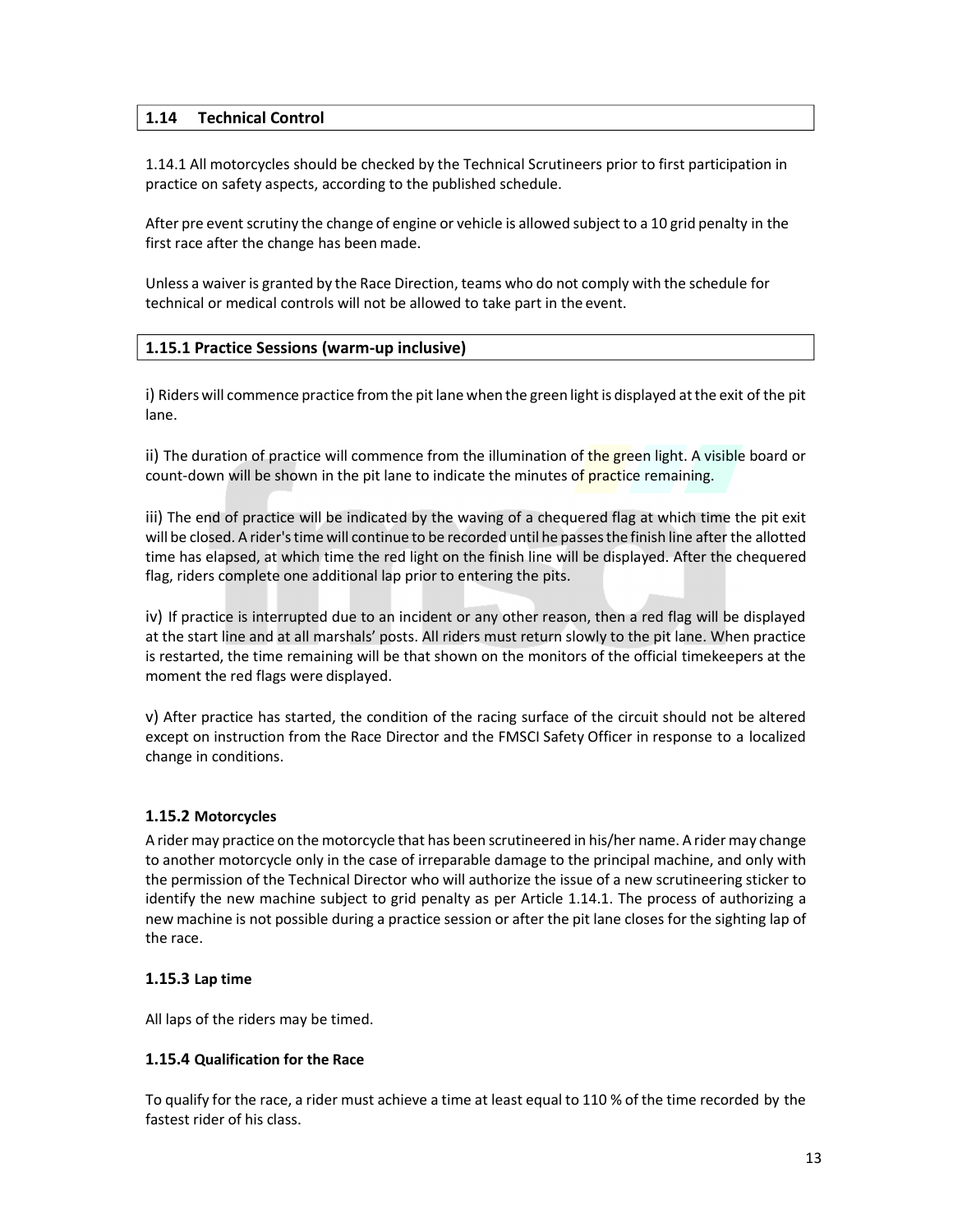## 1.14 Technical Control

1.14.1 All motorcycles should be checked by the Technical Scrutineers prior to first participation in practice on safety aspects, according to the published schedule.

After pre event scrutiny the change of engine or vehicle is allowed subject to a 10 grid penalty in the first race after the change has been made.

Unless a waiver is granted by the Race Direction, teams who do not comply with the schedule for technical or medical controls will not be allowed to take part in the event.

## 1.15.1 Practice Sessions (warm-up inclusive)

i) Riders will commence practice from the pit lane when the green light is displayed at the exit of the pit lane.

ii) The duration of practice will commence from the illumination of the green light. A visible board or count-down will be shown in the pit lane to indicate the minutes of practice remaining.

iii) The end of practice will be indicated by the waving of a chequered flag at which time the pit exit will be closed. A rider's time will continue to be recorded until he passes the finish line after the allotted time has elapsed, at which time the red light on the finish line will be displayed. After the chequered flag, riders complete one additional lap prior to entering the pits.

iv) If practice is interrupted due to an incident or any other reason, then a red flag will be displayed at the start line and at all marshals' posts. All riders must return slowly to the pit lane. When practice is restarted, the time remaining will be that shown on the monitors of the official timekeepers at the moment the red flags were displayed.

v) After practice has started, the condition of the racing surface of the circuit should not be altered except on instruction from the Race Director and the FMSCI Safety Officer in response to a localized change in conditions.

### 1.15.2 Motorcycles

A rider may practice on the motorcycle that has been scrutineered in his/her name. A rider may change to another motorcycle only in the case of irreparable damage to the principal machine, and only with the permission of the Technical Director who will authorize the issue of a new scrutineering sticker to identify the new machine subject to grid penalty as per Article 1.14.1. The process of authorizing a new machine is not possible during a practice session or after the pit lane closes for the sighting lap of the race.

### 1.15.3 Lap time

All laps of the riders may be timed.

### 1.15.4 Qualification for the Race

To qualify for the race, a rider must achieve a time at least equal to 110 % of the time recorded by the fastest rider of his class.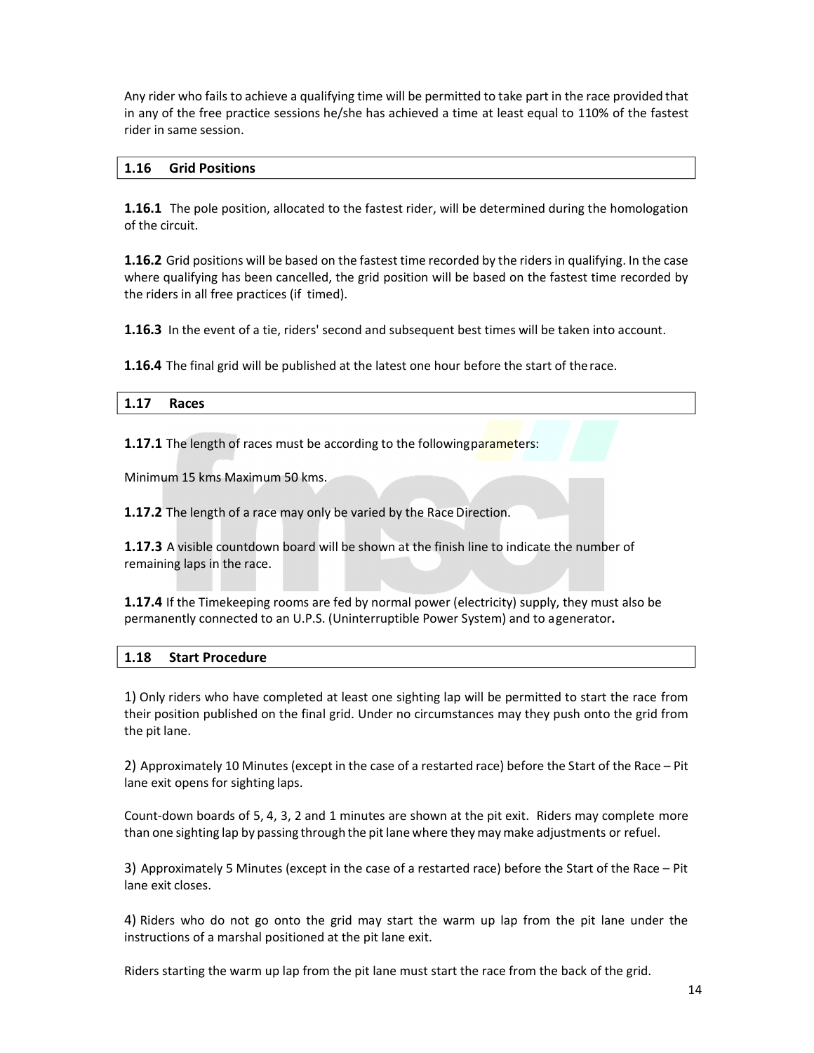Any rider who fails to achieve a qualifying time will be permitted to take part in the race provided that in any of the free practice sessions he/she has achieved a time at least equal to 110% of the fastest rider in same session.

## 1.16 Grid Positions

**1.16.1** The pole position, allocated to the fastest rider, will be determined during the homologation of the circuit.

**1.16.2** Grid positions will be based on the fastest time recorded by the riders in qualifying. In the case where qualifying has been cancelled, the grid position will be based on the fastest time recorded by the riders in all free practices (if timed).

**1.16.3** In the event of a tie, riders' second and subsequent best times will be taken into account.

**1.16.4** The final grid will be published at the latest one hour before the start of the race.

## 1.17 Races

**1.17.1** The length of races must be according to the following parameters:

Minimum 15 kms Maximum 50 kms.

**1.17.2** The length of a race may only be varied by the Race Direction.

**1.17.3** A visible countdown board will be shown at the finish line to indicate the number of remaining laps in the race.

**1.17.4** If the Timekeeping rooms are fed by normal power (electricity) supply, they must also be permanently connected to an U.P.S. (Uninterruptible Power System) and to a generator**.**

## 1.18 Start Procedure

1) Only riders who have completed at least one sighting lap will be permitted to start the race from their position published on the final grid. Under no circumstances may they push onto the grid from the pit lane.

2) Approximately 10 Minutes (except in the case of a restarted race) before the Start of the Race – Pit lane exit opens for sighting laps.

Count-down boards of 5, 4, 3, 2 and 1 minutes are shown at the pit exit. Riders may complete more than one sighting lap by passing through the pit lane where they may make adjustments or refuel.

3) Approximately 5 Minutes (except in the case of a restarted race) before the Start of the Race – Pit lane exit closes.

4) Riders who do not go onto the grid may start the warm up lap from the pit lane under the instructions of a marshal positioned at the pit lane exit.

Riders starting the warm up lap from the pit lane must start the race from the back of the grid.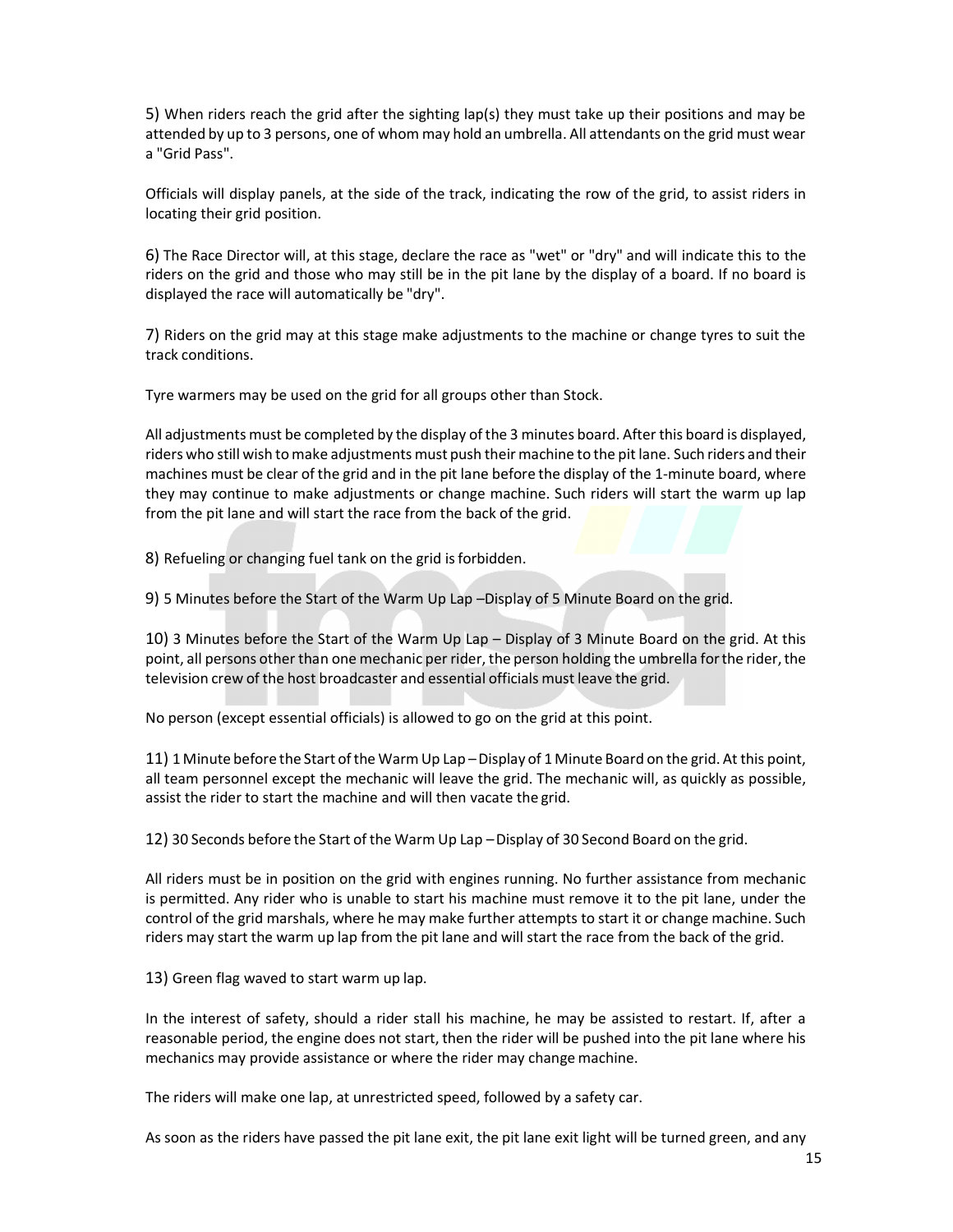5) When riders reach the grid after the sighting lap(s) they must take up their positions and may be attended by up to 3 persons, one of whom may hold an umbrella. All attendants on the grid must wear a "Grid Pass".

Officials will display panels, at the side of the track, indicating the row of the grid, to assist riders in locating their grid position.

6) The Race Director will, at this stage, declare the race as "wet" or "dry" and will indicate this to the riders on the grid and those who may still be in the pit lane by the display of a board. If no board is displayed the race will automatically be "dry".

7) Riders on the grid may at this stage make adjustments to the machine or change tyres to suit the track conditions.

Tyre warmers may be used on the grid for all groups other than Stock.

All adjustments must be completed by the display of the 3 minutes board. After this board is displayed, riders who still wish to make adjustments must push their machine to the pit lane. Such riders and their machines must be clear of the grid and in the pit lane before the display of the 1-minute board, where they may continue to make adjustments or change machine. Such riders will start the warm up lap from the pit lane and will start the race from the back of the grid.

8) Refueling or changing fuel tank on the grid is forbidden.

9) 5 Minutes before the Start of the Warm Up Lap –Display of 5 Minute Board on the grid.

10) 3 Minutes before the Start of the Warm Up Lap – Display of 3 Minute Board on the grid. At this point, all persons other than one mechanic per rider, the person holding the umbrella for the rider, the television crew of the host broadcaster and essential officials must leave the grid.

No person (except essential officials) is allowed to go on the grid at this point.

11) 1 Minute before the Start of the Warm Up Lap – Display of 1 Minute Board on the grid. At this point, all team personnel except the mechanic will leave the grid. The mechanic will, as quickly as possible, assist the rider to start the machine and will then vacate the grid.

12) 30 Seconds before the Start of the Warm Up Lap – Display of 30 Second Board on the grid.

All riders must be in position on the grid with engines running. No further assistance from mechanic is permitted. Any rider who is unable to start his machine must remove it to the pit lane, under the control of the grid marshals, where he may make further attempts to start it or change machine. Such riders may start the warm up lap from the pit lane and will start the race from the back of the grid.

13) Green flag waved to start warm up lap.

In the interest of safety, should a rider stall his machine, he may be assisted to restart. If, after a reasonable period, the engine does not start, then the rider will be pushed into the pit lane where his mechanics may provide assistance or where the rider may change machine.

The riders will make one lap, at unrestricted speed, followed by a safety car.

As soon as the riders have passed the pit lane exit, the pit lane exit light will be turned green, and any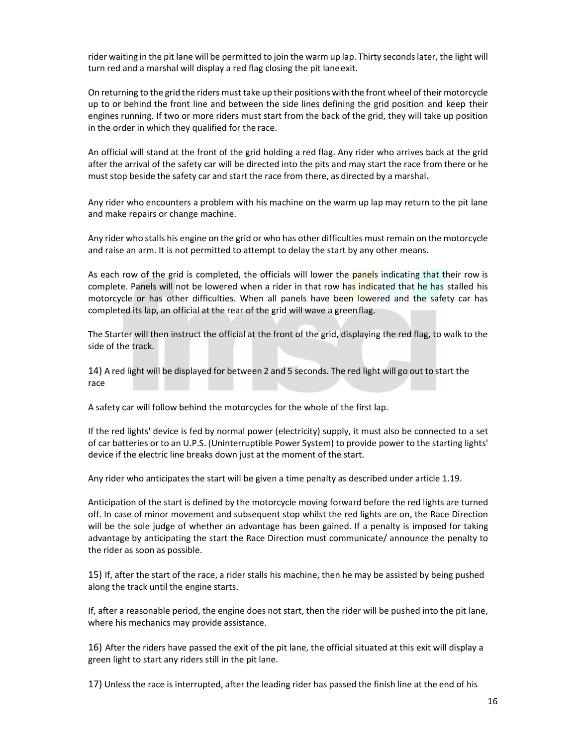rider waiting in the pit lane will be permitted to join the warm up lap. Thirty seconds later, the light will turn red and a marshal will display a red flag closing the pit lane exit.

On returning to the grid the riders must take up their positions with the front wheel of their motorcycle up to or behind the front line and between the side lines defining the grid position and keep their engines running. If two or more riders must start from the back of the grid, they will take up position in the order in which they qualified for the race.

An official will stand at the front of the grid holding a red flag. Any rider who arrives back at the grid after the arrival of the safety car will be directed into the pits and may start the race from there or he must stop beside the safety car and start the race from there, as directed by a marshal**.**

Any rider who encounters a problem with his machine on the warm up lap may return to the pit lane and make repairs or change machine.

Any rider who stalls his engine on the grid or who has other difficulties must remain on the motorcycle and raise an arm. It is not permitted to attempt to delay the start by any other means.

As each row of the grid is completed, the officials will lower the panels indicating that their row is complete. Panels will not be lowered when a rider in that row has indicated that he has stalled his motorcycle or has other difficulties. When all panels have been lowered and the safety car has completed its lap, an official at the rear of the grid will wave a green flag.

The Starter will then instruct the official at the front of the grid, displaying the red flag, to walk to the side of the track.

14) A red light will be displayed for between 2 and 5 seconds. The red light will go out to start the race

A safety car will follow behind the motorcycles for the whole of the first lap.

If the red lights' device is fed by normal power (electricity) supply, it must also be connected to a set of car batteries or to an U.P.S. (Uninterruptible Power System) to provide power to the starting lights' device if the electric line breaks down just at the moment of the start.

Any rider who anticipates the start will be given a time penalty as described under article 1.19.

Anticipation of the start is defined by the motorcycle moving forward before the red lights are turned off. In case of minor movement and subsequent stop whilst the red lights are on, the Race Direction will be the sole judge of whether an advantage has been gained. If a penalty is imposed for taking advantage by anticipating the start the Race Direction must communicate/ announce the penalty to the rider as soon as possible.

15) If, after the start of the race, a rider stalls his machine, then he may be assisted by being pushed along the track until the engine starts.

If, after a reasonable period, the engine does not start, then the rider will be pushed into the pit lane, where his mechanics may provide assistance.

16) After the riders have passed the exit of the pit lane, the official situated at this exit will display a green light to start any riders still in the pit lane.

17) Unless the race is interrupted, after the leading rider has passed the finish line at the end of his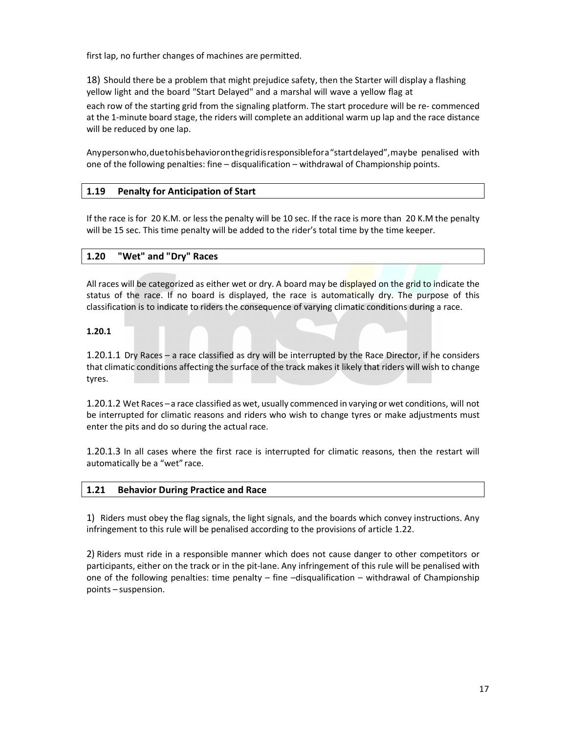first lap, no further changes of machines are permitted.

18) Should there be a problem that might prejudice safety, then the Starter will display a flashing yellow light and the board "Start Delayed" and a marshal will wave a yellow flag at each row of the starting grid from the signaling platform. The start procedure will be re- commenced at the 1-minute board stage, the riders will complete an additional warm up lap and the race distance will be reduced by one lap.

Any person who, due to his behavior on the grid is responsible for a "start delayed", may be penalised with one of the following penalties: fine – disqualification – withdrawal of Championship points.

## 1.19 Penalty for Anticipation of Start

If the race is for 20 K.M. or less the penalty will be 10 sec. If the race is more than 20 K.M the penalty will be 15 sec. This time penalty will be added to the rider's total time by the time keeper.

## 1.20 "Wet" and "Dry" Races

All races will be categorized as either wet or dry. A board may be displayed on the grid to indicate the status of the race. If no board is displayed, the race is automatically dry. The purpose of this classification is to indicate to riders the consequence of varying climatic conditions during a race.

**1.20.1**

1.20.1.1 Dry Races – a race classified as dry will be interrupted by the Race Director, if he considers that climatic conditions affecting the surface of the track makes it likely that riders will wish to change tyres.

1.20.1.2 Wet Races – a race classified as wet, usually commenced in varying or wet conditions, will not be interrupted for climatic reasons and riders who wish to change tyres or make adjustments must enter the pits and do so during the actual race.

1.20.1.3 In all cases where the first race is interrupted for climatic reasons, then the restart will automatically be a "wet" race.

## 1.21 Behavior During Practice and Race

1) Riders must obey the flag signals, the light signals, and the boards which convey instructions. Any infringement to this rule will be penalised according to the provisions of article 1.22.

2) Riders must ride in a responsible manner which does not cause danger to other competitors or participants, either on the track or in the pit-lane. Any infringement of this rule will be penalised with one of the following penalties: time penalty – fine –disqualification – withdrawal of Championship points – suspension.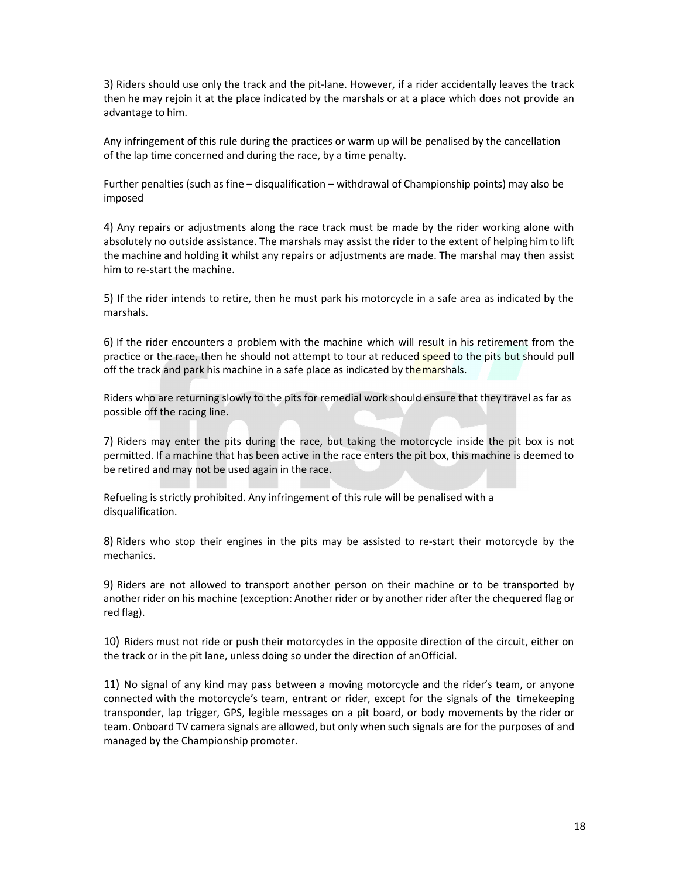3) Riders should use only the track and the pit-lane. However, if a rider accidentally leaves the track then he may rejoin it at the place indicated by the marshals or at a place which does not provide an advantage to him.

Any infringement of this rule during the practices or warm up will be penalised by the cancellation of the lap time concerned and during the race, by a time penalty.

Further penalties (such as fine – disqualification – withdrawal of Championship points) may also be imposed

4) Any repairs or adjustments along the race track must be made by the rider working alone with absolutely no outside assistance. The marshals may assist the rider to the extent of helping him to lift the machine and holding it whilst any repairs or adjustments are made. The marshal may then assist him to re-start the machine.

5) If the rider intends to retire, then he must park his motorcycle in a safe area as indicated by the marshals.

6) If the rider encounters a problem with the machine which will result in his retirement from the practice or the race, then he should not attempt to tour at reduced speed to the pits but should pull off the track and park his machine in a safe place as indicated by the marshals.

Riders who are returning slowly to the pits for remedial work should ensure that they travel as far as possible off the racing line.

7) Riders may enter the pits during the race, but taking the motorcycle inside the pit box is not permitted. If a machine that has been active in the race enters the pit box, this machine is deemed to be retired and may not be used again in the race.

Refueling is strictly prohibited. Any infringement of this rule will be penalised with a disqualification.

8) Riders who stop their engines in the pits may be assisted to re-start their motorcycle by the mechanics.

9) Riders are not allowed to transport another person on their machine or to be transported by another rider on his machine (exception: Another rider or by another rider after the chequered flag or red flag).

10) Riders must not ride or push their motorcycles in the opposite direction of the circuit, either on the track or in the pit lane, unless doing so under the direction of an Official.

11) No signal of any kind may pass between a moving motorcycle and the rider's team, or anyone connected with the motorcycle's team, entrant or rider, except for the signals of the timekeeping transponder, lap trigger, GPS, legible messages on a pit board, or body movements by the rider or team. Onboard TV camera signals are allowed, but only when such signals are for the purposes of and managed by the Championship promoter.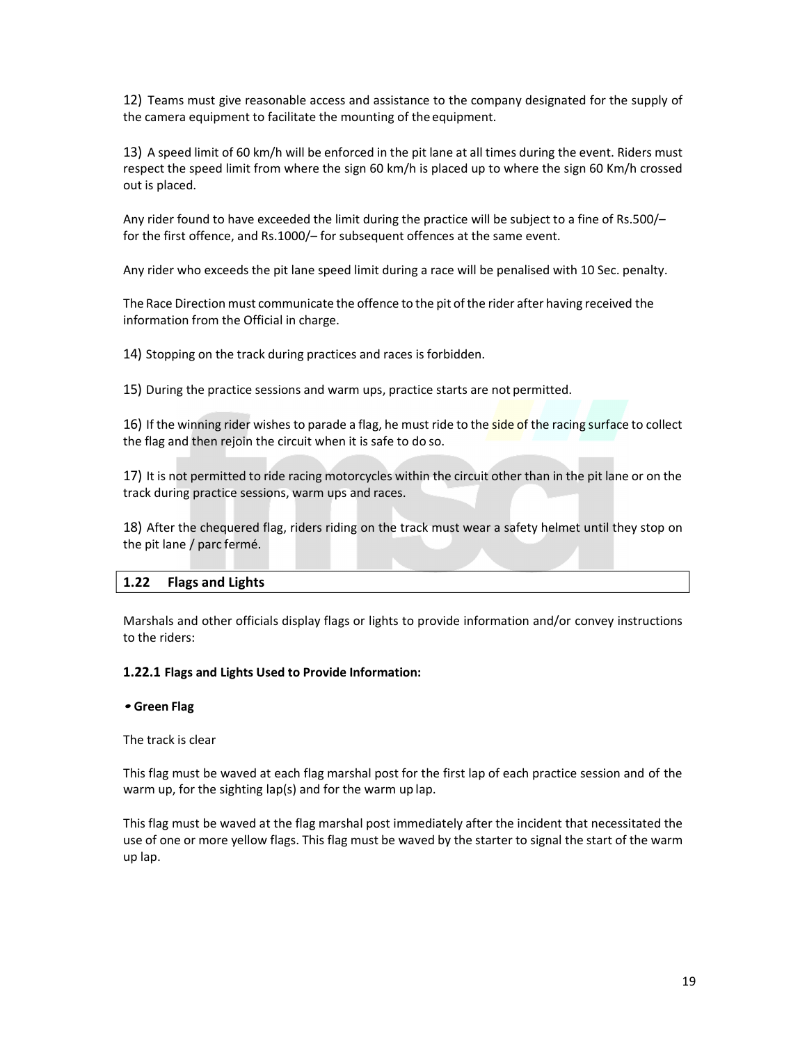12) Teams must give reasonable access and assistance to the company designated for the supply of the camera equipment to facilitate the mounting of the equipment.

13) A speed limit of 60 km/h will be enforced in the pit lane at all times during the event. Riders must respect the speed limit from where the sign 60 km/h is placed up to where the sign 60 Km/h crossed out is placed.

Any rider found to have exceeded the limit during the practice will be subject to a fine of Rs.500/– for the first offence, and Rs.1000/– for subsequent offences at the same event.

Any rider who exceeds the pit lane speed limit during a race will be penalised with 10 Sec. penalty.

The Race Direction must communicate the offence to the pit of the rider after having received the information from the Official in charge.

14) Stopping on the track during practices and races is forbidden.

15) During the practice sessions and warm ups, practice starts are not permitted.

16) If the winning rider wishes to parade a flag, he must ride to the side of the racing surface to collect the flag and then rejoin the circuit when it is safe to do so.

17) It is not permitted to ride racing motorcycles within the circuit other than in the pit lane or on the track during practice sessions, warm ups and races.

18) After the chequered flag, riders riding on the track must wear a safety helmet until they stop on the pit lane / parc fermé.

## 1.22 Flags and Lights

Marshals and other officials display flags or lights to provide information and/or convey instructions to the riders:

### 1.22.1 Flags and Lights Used to Provide Information:

- **Green Flag**

The track is clear

This flag must be waved at each flag marshal post for the first lap of each practice session and of the warm up, for the sighting lap(s) and for the warm up lap.

This flag must be waved at the flag marshal post immediately after the incident that necessitated the use of one or more yellow flags. This flag must be waved by the starter to signal the start of the warm up lap.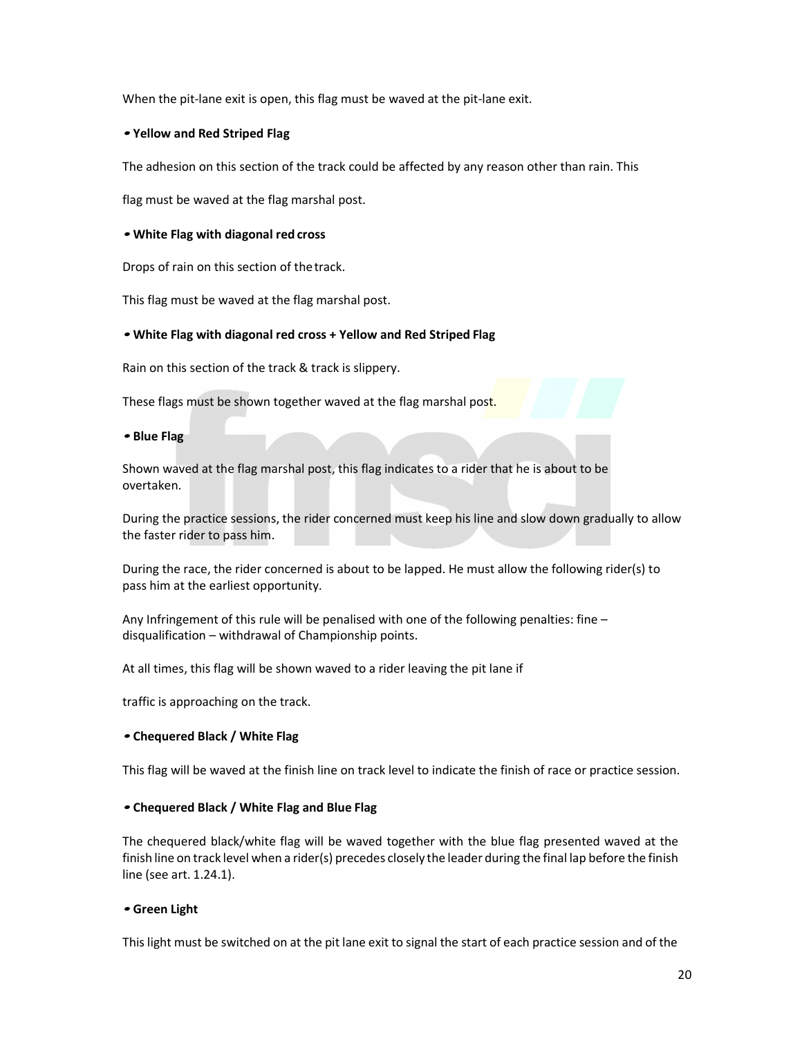When the pit-lane exit is open, this flag must be waved at the pit-lane exit.

**• Yellow and Red Striped Flag**

The adhesion on this section of the track could be affected by any reason other than rain. This

flag must be waved at the flag marshal post.

**• White Flag with diagonal red cross**

Drops of rain on this section of the track.

This flag must be waved at the flag marshal post.

**• White Flag with diagonal red cross + Yellow and Red Striped Flag**

Rain on this section of the track & track is slippery.

These flags must be shown together waved at the flag marshal post.

**• Blue Flag**

Shown waved at the flag marshal post, this flag indicates to a rider that he is about to be overtaken.

During the practice sessions, the rider concerned must keep his line and slow down gradually to allow the faster rider to pass him.

During the race, the rider concerned is about to be lapped. He must allow the following rider(s) to pass him at the earliest opportunity.

Any Infringement of this rule will be penalised with one of the following penalties: fine – disqualification – withdrawal of Championship points.

At all times, this flag will be shown waved to a rider leaving the pit lane if

traffic is approaching on the track.

**• Chequered Black / White Flag**

This flag will be waved at the finish line on track level to indicate the finish of race or practice session.

**• Chequered Black / White Flag and Blue Flag**

The chequered black/white flag will be waved together with the blue flag presented waved at the finish line on track level when a rider(s) precedes closely the leader during the final lap before the finish line (see art. 1.24.1).

**• Green Light**

This light must be switched on at the pit lane exit to signal the start of each practice session and of the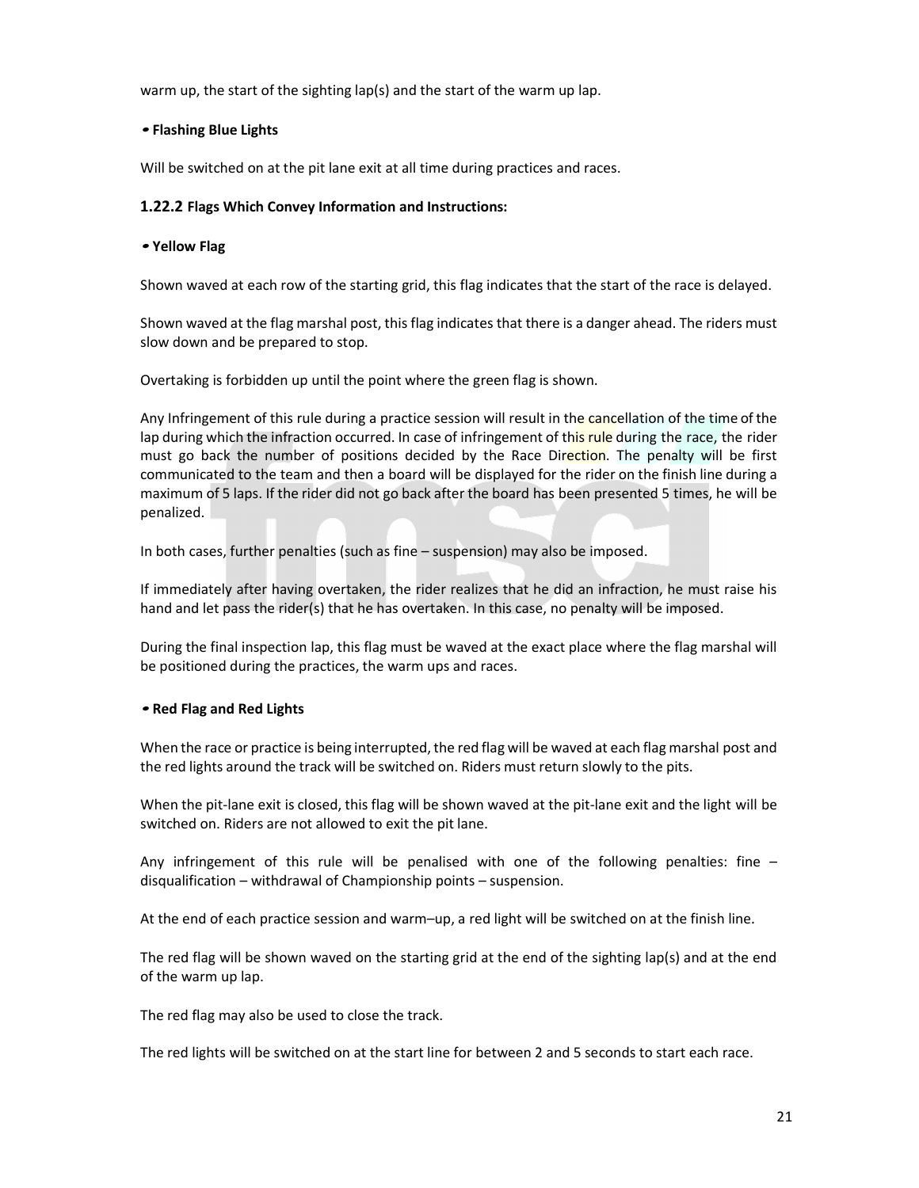warm up, the start of the sighting lap(s) and the start of the warm up lap.

**• Flashing Blue Lights**

Will be switched on at the pit lane exit at all time during practices and races.

### 1.22.2 Flags Which Convey Information and Instructions:

**• Yellow Flag**

Shown waved at each row of the starting grid, this flag indicates that the start of the race is delayed.

Shown waved at the flag marshal post, this flag indicates that there is a danger ahead. The riders must slow down and be prepared to stop.

Overtaking is forbidden up until the point where the green flag is shown.

Any Infringement of this rule during a practice session will result in the cancellation of the time of the lap during which the infraction occurred. In case of infringement of this rule during the race, the rider must go back the number of positions decided by the Race Direction. The penalty will be first communicated to the team and then a board will be displayed for the rider on the finish line during a maximum of 5 laps. If the rider did not go back after the board has been presented 5 times, he will be penalized.

In both cases, further penalties (such as fine – suspension) may also be imposed.

If immediately after having overtaken, the rider realizes that he did an infraction, he must raise his hand and let pass the rider(s) that he has overtaken. In this case, no penalty will be imposed.

During the final inspection lap, this flag must be waved at the exact place where the flag marshal will be positioned during the practices, the warm ups and races.

**• Red Flag and Red Lights**

When the race or practice is being interrupted, the red flag will be waved at each flag marshal post and the red lights around the track will be switched on. Riders must return slowly to the pits.

When the pit-lane exit is closed, this flag will be shown waved at the pit-lane exit and the light will be switched on. Riders are not allowed to exit the pit lane.

Any infringement of this rule will be penalised with one of the following penalties: fine – disqualification – withdrawal of Championship points – suspension.

At the end of each practice session and warm–up, a red light will be switched on at the finish line.

The red flag will be shown waved on the starting grid at the end of the sighting lap(s) and at the end of the warm up lap.

The red flag may also be used to close the track.

The red lights will be switched on at the start line for between 2 and 5 seconds to start each race.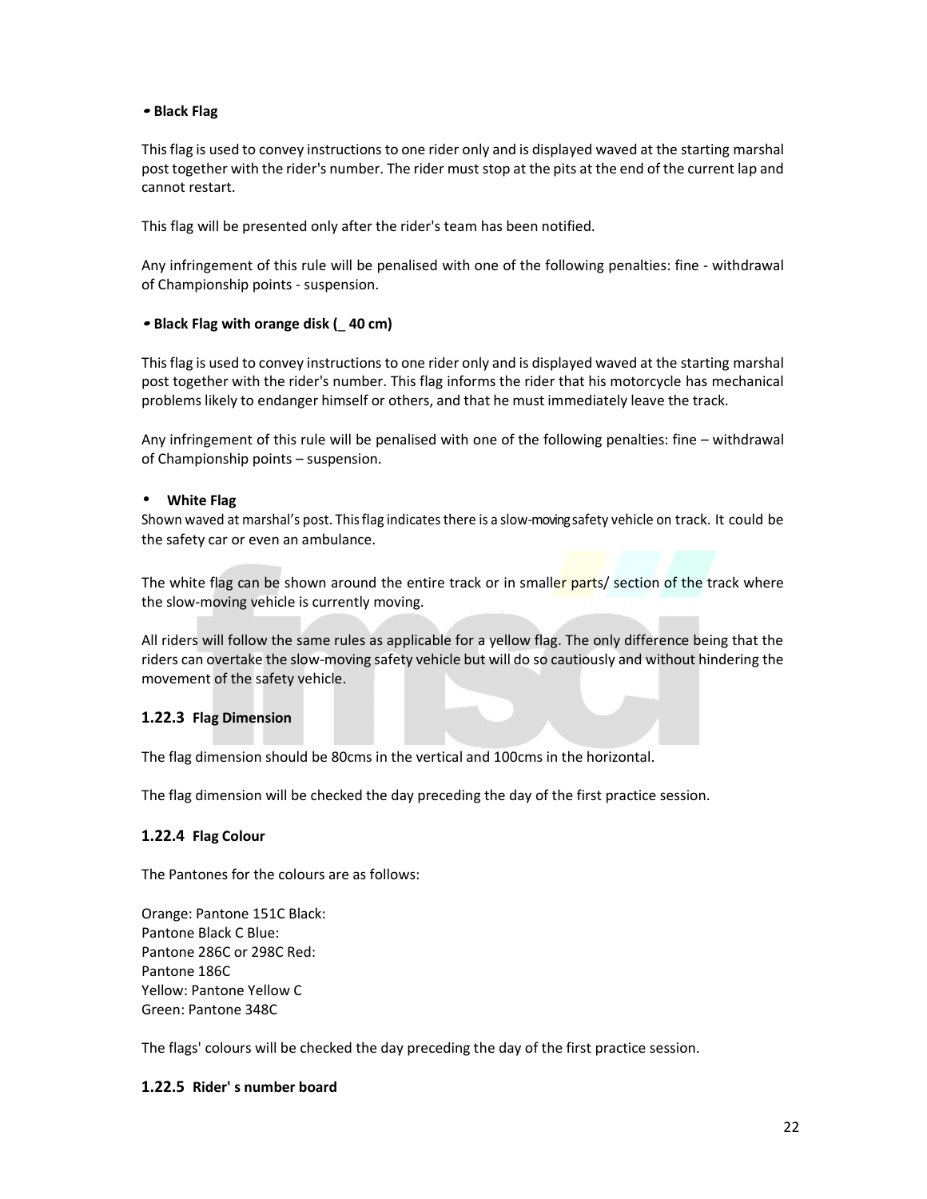- **Black Flag**

This flag is used to convey instructions to one rider only and is displayed waved at the starting marshal post together with the rider's number. The rider must stop at the pits at the end of the current lap and cannot restart.

This flag will be presented only after the rider's team has been notified.

Any infringement of this rule will be penalised with one of the following penalties: fine - withdrawal of Championship points - suspension.

- **Black Flag with orange disk (_ 40 cm)**

This flag is used to convey instructions to one rider only and is displayed waved at the starting marshal post together with the rider's number. This flag informs the rider that his motorcycle has mechanical problems likely to endanger himself or others, and that he must immediately leave the track.

Any infringement of this rule will be penalised with one of the following penalties: fine – withdrawal of Championship points – suspension.

- **White Flag**

Shown waved at marshal's post. This flag indicates there is a slow-moving safety vehicle on track. It could be the safety car or even an ambulance.

The white flag can be shown around the entire track or in smaller parts/ section of the track where the slow-moving vehicle is currently moving.

All riders will follow the same rules as applicable for a yellow flag. The only difference being that the riders can overtake the slow-moving safety vehicle but will do so cautiously and without hindering the movement of the safety vehicle.

### 1.22.3 Flag Dimension

The flag dimension should be 80cms in the vertical and 100cms in the horizontal.

The flag dimension will be checked the day preceding the day of the first practice session.

### 1.22.4 Flag Colour

The Pantones for the colours are as follows:

Orange: Pantone 151C Black:
Pantone Black C Blue:
Pantone 286C or 298C Red:
Pantone 186C
Yellow: Pantone Yellow C
Green: Pantone 348C

The flags' colours will be checked the day preceding the day of the first practice session.

### 1.22.5 Rider' s number board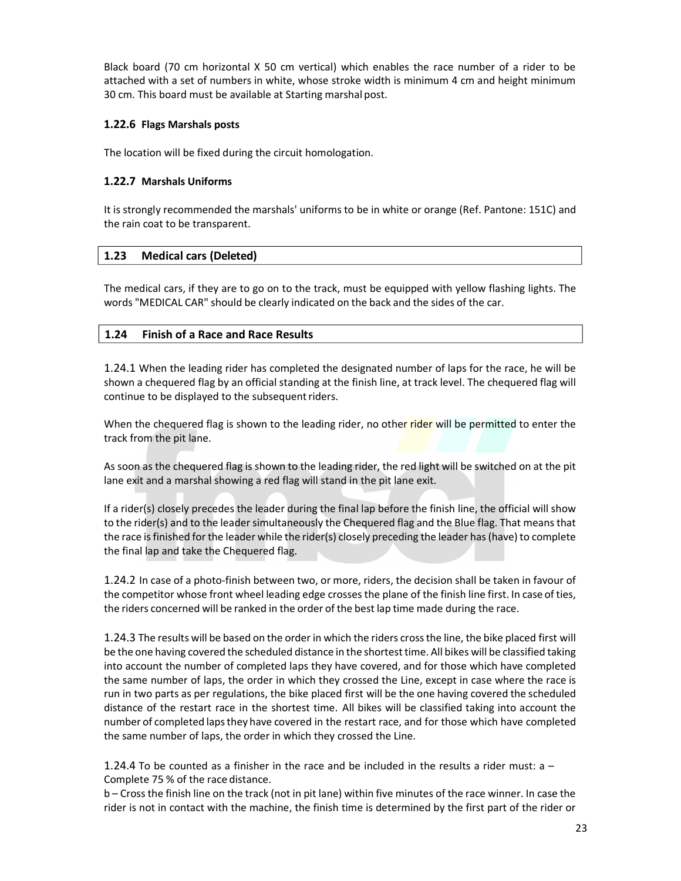Black board (70 cm horizontal X 50 cm vertical) which enables the race number of a rider to be attached with a set of numbers in white, whose stroke width is minimum 4 cm and height minimum 30 cm. This board must be available at Starting marshal post.

#### 1.22.6 Flags Marshals posts

The location will be fixed during the circuit homologation.

#### 1.22.7 Marshals Uniforms

It is strongly recommended the marshals' uniforms to be in white or orange (Ref. Pantone: 151C) and the rain coat to be transparent.

### 1.23 Medical cars (Deleted)

The medical cars, if they are to go on to the track, must be equipped with yellow flashing lights. The words "MEDICAL CAR" should be clearly indicated on the back and the sides of the car.

### 1.24 Finish of a Race and Race Results

1.24.1 When the leading rider has completed the designated number of laps for the race, he will be shown a chequered flag by an official standing at the finish line, at track level. The chequered flag will continue to be displayed to the subsequent riders.

When the chequered flag is shown to the leading rider, no other rider will be permitted to enter the track from the pit lane.

As soon as the chequered flag is shown to the leading rider, the red light will be switched on at the pit lane exit and a marshal showing a red flag will stand in the pit lane exit.

If a rider(s) closely precedes the leader during the final lap before the finish line, the official will show to the rider(s) and to the leader simultaneously the Chequered flag and the Blue flag. That means that the race is finished for the leader while the rider(s) closely preceding the leader has (have) to complete the final lap and take the Chequered flag.

1.24.2 In case of a photo-finish between two, or more, riders, the decision shall be taken in favour of the competitor whose front wheel leading edge crosses the plane of the finish line first. In case of ties, the riders concerned will be ranked in the order of the best lap time made during the race.

1.24.3 The results will be based on the order in which the riders cross the line, the bike placed first will be the one having covered the scheduled distance in the shortest time. All bikes will be classified taking into account the number of completed laps they have covered, and for those which have completed the same number of laps, the order in which they crossed the Line, except in case where the race is run in two parts as per regulations, the bike placed first will be the one having covered the scheduled distance of the restart race in the shortest time. All bikes will be classified taking into account the number of completed laps they have covered in the restart race, and for those which have completed the same number of laps, the order in which they crossed the Line.

1.24.4 To be counted as a finisher in the race and be included in the results a rider must: a – Complete 75 % of the race distance.

b – Cross the finish line on the track (not in pit lane) within five minutes of the race winner. In case the rider is not in contact with the machine, the finish time is determined by the first part of the rider or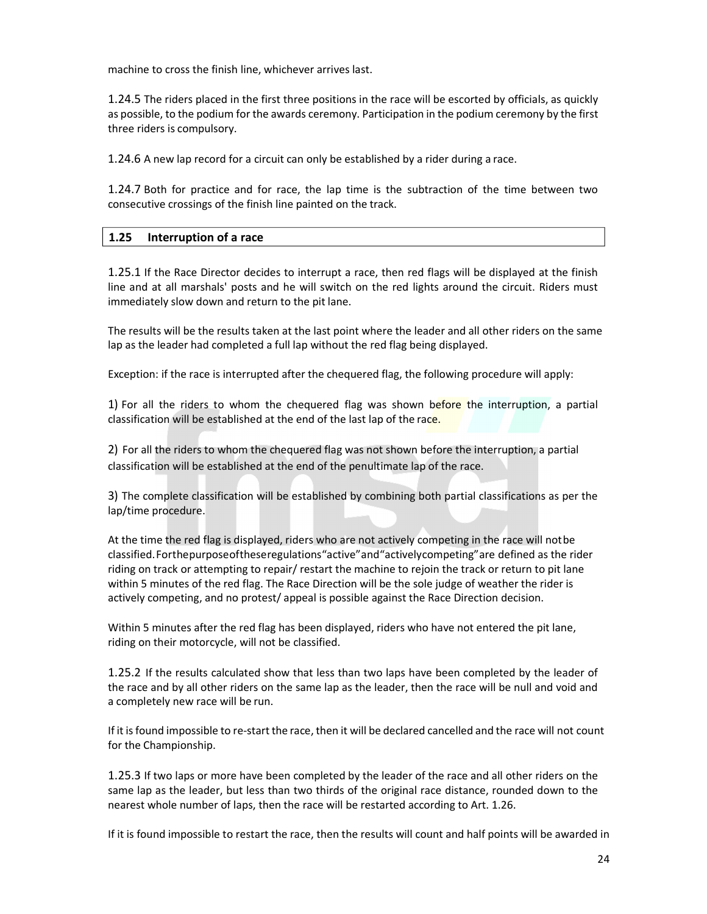machine to cross the finish line, whichever arrives last.

1.24.5 The riders placed in the first three positions in the race will be escorted by officials, as quickly as possible, to the podium for the awards ceremony. Participation in the podium ceremony by the first three riders is compulsory.

1.24.6 A new lap record for a circuit can only be established by a rider during a race.

1.24.7 Both for practice and for race, the lap time is the subtraction of the time between two consecutive crossings of the finish line painted on the track.

## 1.25 Interruption of a race

1.25.1 If the Race Director decides to interrupt a race, then red flags will be displayed at the finish line and at all marshals' posts and he will switch on the red lights around the circuit. Riders must immediately slow down and return to the pit lane.

The results will be the results taken at the last point where the leader and all other riders on the same lap as the leader had completed a full lap without the red flag being displayed.

Exception: if the race is interrupted after the chequered flag, the following procedure will apply:

1) For all the riders to whom the chequered flag was shown before the interruption, a partial classification will be established at the end of the last lap of the race.

2) For all the riders to whom the chequered flag was not shown before the interruption, a partial classification will be established at the end of the penultimate lap of the race.

3) The complete classification will be established by combining both partial classifications as per the lap/time procedure.

At the time the red flag is displayed, riders who are not actively competing in the race will not be classified. For the purpose of these regulations "active" and "actively competing" are defined as the rider riding on track or attempting to repair/ restart the machine to rejoin the track or return to pit lane within 5 minutes of the red flag. The Race Direction will be the sole judge of weather the rider is actively competing, and no protest/ appeal is possible against the Race Direction decision.

Within 5 minutes after the red flag has been displayed, riders who have not entered the pit lane, riding on their motorcycle, will not be classified.

1.25.2 If the results calculated show that less than two laps have been completed by the leader of the race and by all other riders on the same lap as the leader, then the race will be null and void and a completely new race will be run.

If it is found impossible to re-start the race, then it will be declared cancelled and the race will not count for the Championship.

1.25.3 If two laps or more have been completed by the leader of the race and all other riders on the same lap as the leader, but less than two thirds of the original race distance, rounded down to the nearest whole number of laps, then the race will be restarted according to Art. 1.26.

If it is found impossible to restart the race, then the results will count and half points will be awarded in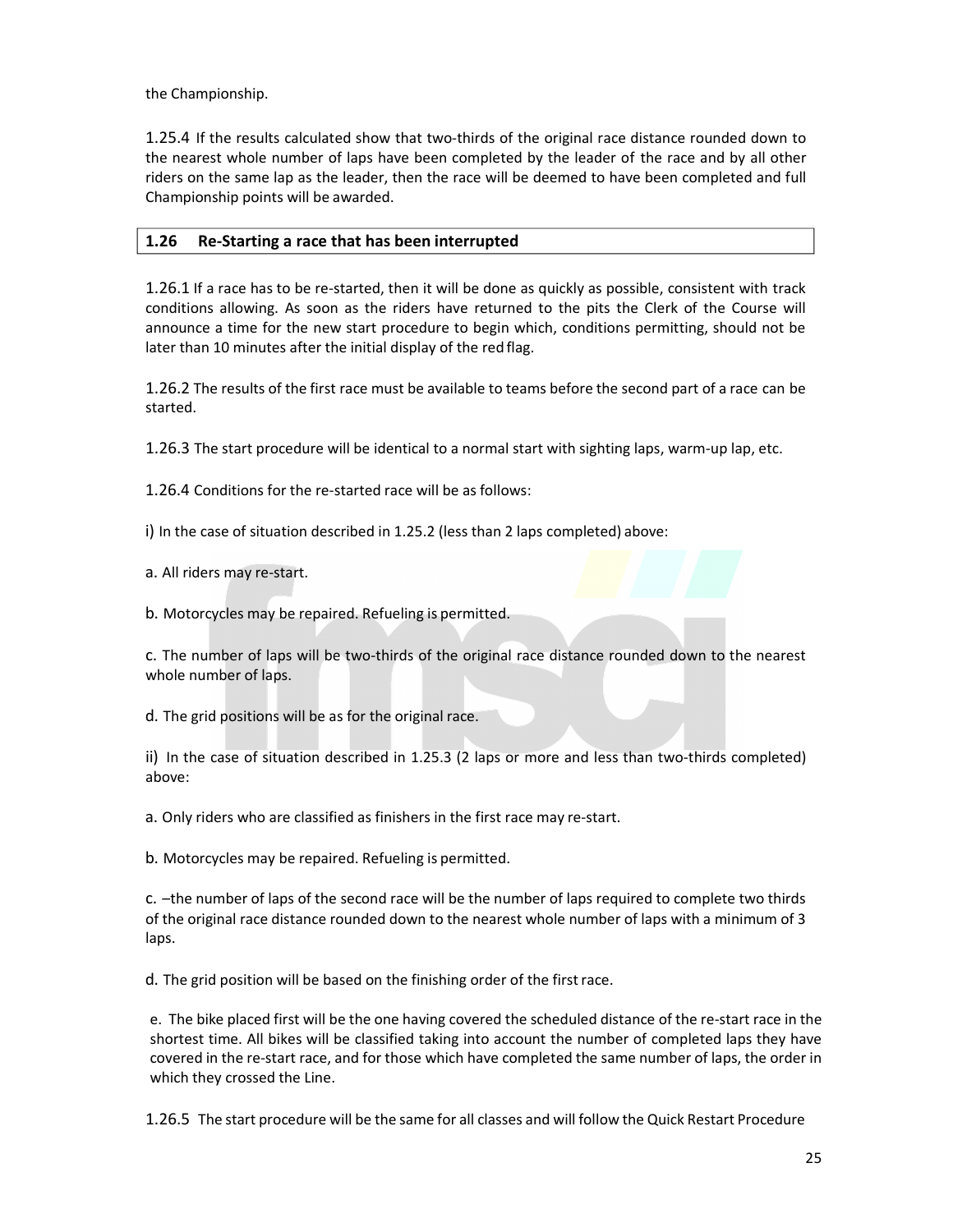the Championship.

1.25.4 If the results calculated show that two-thirds of the original race distance rounded down to the nearest whole number of laps have been completed by the leader of the race and by all other riders on the same lap as the leader, then the race will be deemed to have been completed and full Championship points will be awarded.

## 1.26 Re-Starting a race that has been interrupted

1.26.1 If a race has to be re-started, then it will be done as quickly as possible, consistent with track conditions allowing. As soon as the riders have returned to the pits the Clerk of the Course will announce a time for the new start procedure to begin which, conditions permitting, should not be later than 10 minutes after the initial display of the red flag.

1.26.2 The results of the first race must be available to teams before the second part of a race can be started.

1.26.3 The start procedure will be identical to a normal start with sighting laps, warm-up lap, etc.

1.26.4 Conditions for the re-started race will be as follows:

i) In the case of situation described in 1.25.2 (less than 2 laps completed) above:

a. All riders may re-start.

b. Motorcycles may be repaired. Refueling is permitted.

c. The number of laps will be two-thirds of the original race distance rounded down to the nearest whole number of laps.

d. The grid positions will be as for the original race.

ii) In the case of situation described in 1.25.3 (2 laps or more and less than two-thirds completed) above:

a. Only riders who are classified as finishers in the first race may re-start.

b. Motorcycles may be repaired. Refueling is permitted.

c. –the number of laps of the second race will be the number of laps required to complete two thirds of the original race distance rounded down to the nearest whole number of laps with a minimum of 3 laps.

d. The grid position will be based on the finishing order of the first race.

e. The bike placed first will be the one having covered the scheduled distance of the re-start race in the shortest time. All bikes will be classified taking into account the number of completed laps they have covered in the re-start race, and for those which have completed the same number of laps, the order in which they crossed the Line.

1.26.5 The start procedure will be the same for all classes and will follow the Quick Restart Procedure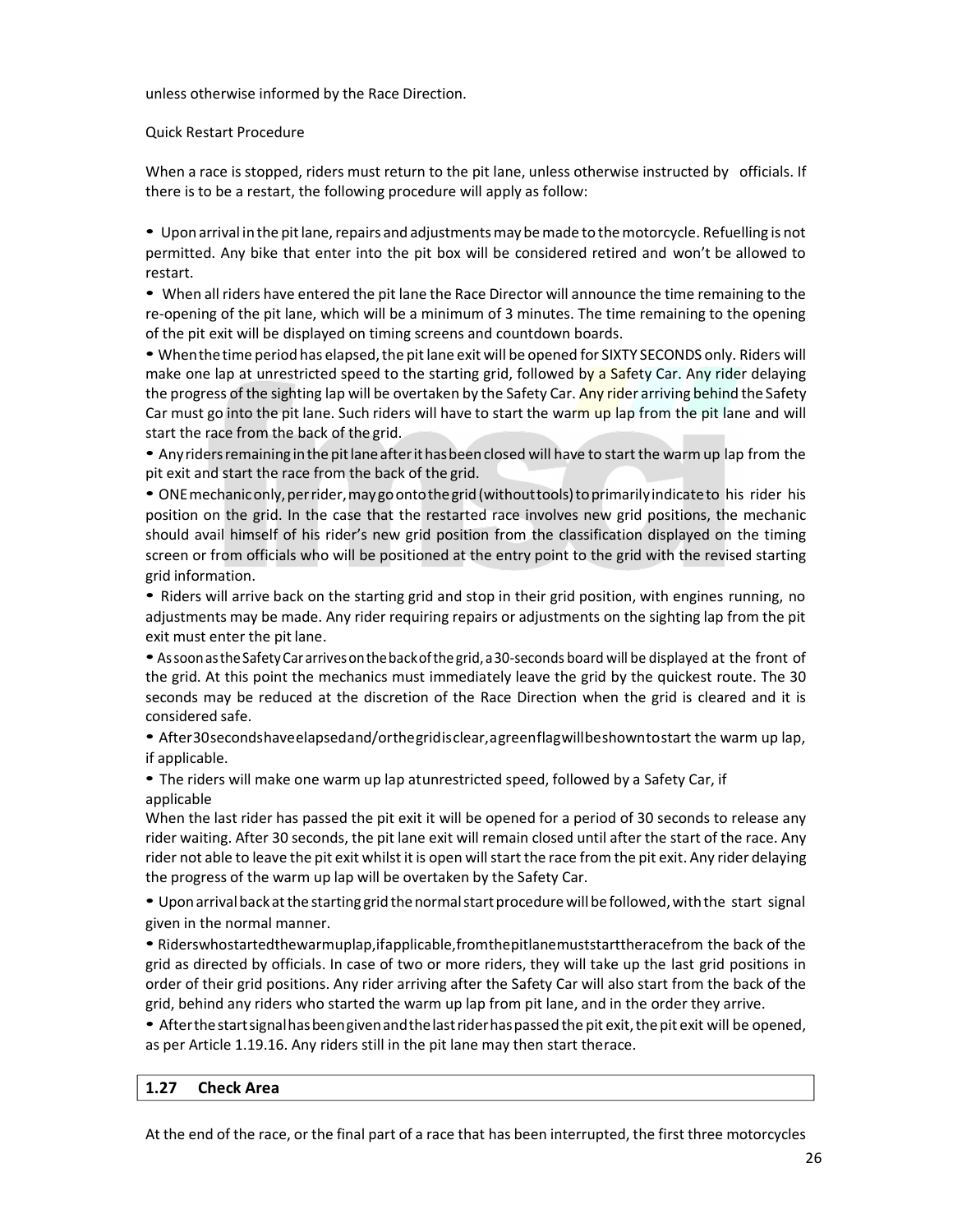unless otherwise informed by the Race Direction.

Quick Restart Procedure

When a race is stopped, riders must return to the pit lane, unless otherwise instructed by officials. If there is to be a restart, the following procedure will apply as follow:

- Upon arrival in the pit lane, repairs and adjustments may be made to the motorcycle. Refuelling is not permitted. Any bike that enter into the pit box will be considered retired and won't be allowed to restart.
- When all riders have entered the pit lane the Race Director will announce the time remaining to the re-opening of the pit lane, which will be a minimum of 3 minutes. The time remaining to the opening of the pit exit will be displayed on timing screens and countdown boards.
- When the time period has elapsed, the pit lane exit will be opened for SIXTY SECONDS only. Riders will make one lap at unrestricted speed to the starting grid, followed by a Safety Car. Any rider delaying the progress of the sighting lap will be overtaken by the Safety Car. Any rider arriving behind the Safety Car must go into the pit lane. Such riders will have to start the warm up lap from the pit lane and will start the race from the back of the grid.
- Any riders remaining in the pit lane after it has been closed will have to start the warm up lap from the pit exit and start the race from the back of the grid.
- ONE mechanic only, per rider, may go onto the grid (without tools) to primarily indicate to his rider his position on the grid. In the case that the restarted race involves new grid positions, the mechanic should avail himself of his rider's new grid position from the classification displayed on the timing screen or from officials who will be positioned at the entry point to the grid with the revised starting grid information.
- Riders will arrive back on the starting grid and stop in their grid position, with engines running, no adjustments may be made. Any rider requiring repairs or adjustments on the sighting lap from the pit exit must enter the pit lane.
- As soon as the Safety Car arrives on the back of the grid, a 30-seconds board will be displayed at the front of the grid. At this point the mechanics must immediately leave the grid by the quickest route. The 30 seconds may be reduced at the discretion of the Race Direction when the grid is cleared and it is considered safe.
- After 30 seconds have elapsed and/or the grid is clear, a green flag will be shown to start the warm up lap, if applicable.
- The riders will make one warm up lap at unrestricted speed, followed by a Safety Car, if applicable

When the last rider has passed the pit exit it will be opened for a period of 30 seconds to release any rider waiting. After 30 seconds, the pit lane exit will remain closed until after the start of the race. Any rider not able to leave the pit exit whilst it is open will start the race from the pit exit. Any rider delaying the progress of the warm up lap will be overtaken by the Safety Car.

- Upon arrival back at the starting grid the normal start procedure will be followed, with the start signal given in the normal manner.
- Riders who started the warm up lap, if applicable, from the pit lane must start the race from the back of the grid as directed by officials. In case of two or more riders, they will take up the last grid positions in order of their grid positions. Any rider arriving after the Safety Car will also start from the back of the grid, behind any riders who started the warm up lap from pit lane, and in the order they arrive.
- After the start signal has been given and the last rider has passed the pit exit, the pit exit will be opened, as per Article 1.19.16. Any riders still in the pit lane may then start the race.

## 1.27 Check Area

At the end of the race, or the final part of a race that has been interrupted, the first three motorcycles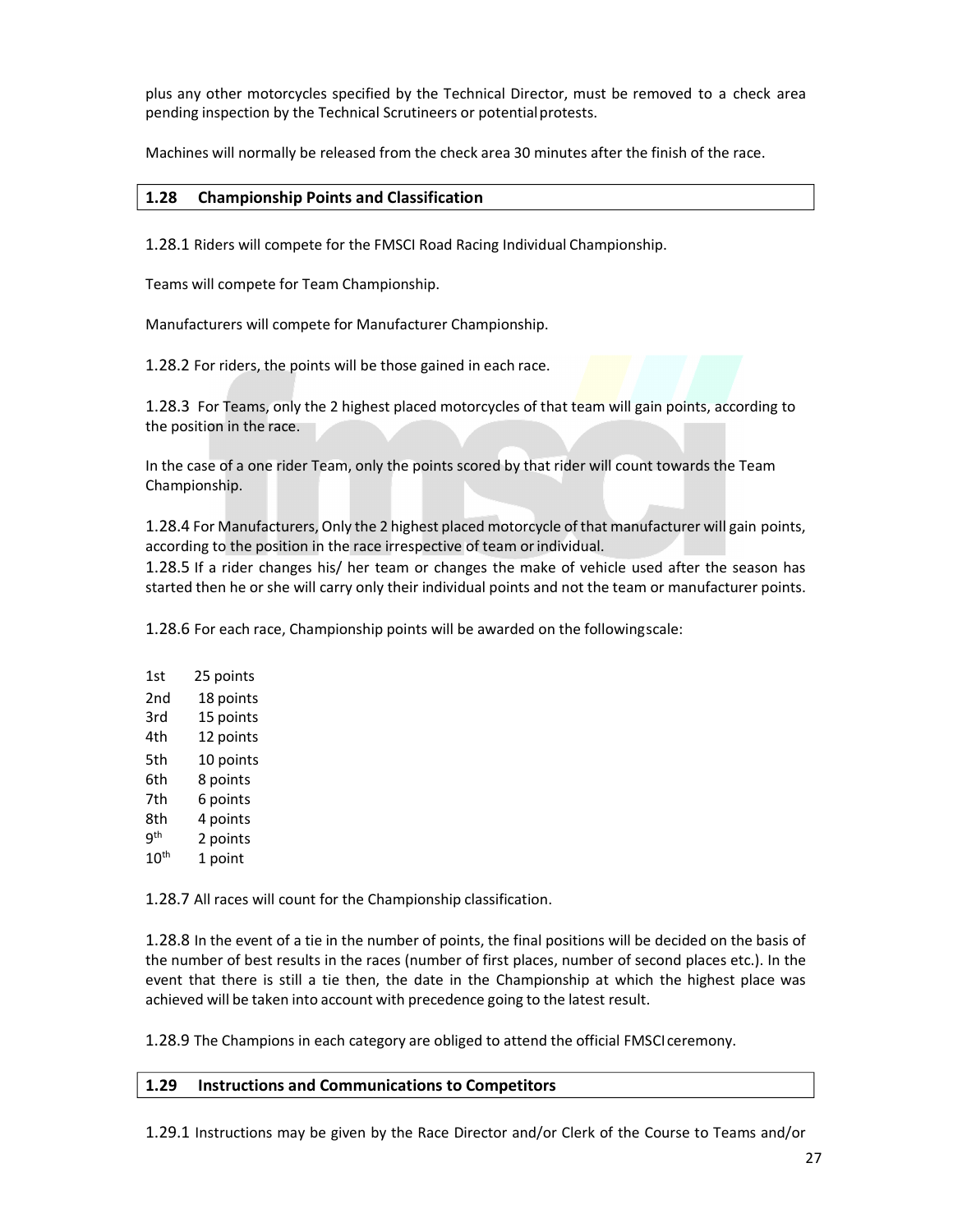plus any other motorcycles specified by the Technical Director, must be removed to a check area pending inspection by the Technical Scrutineers or potential protests.

Machines will normally be released from the check area 30 minutes after the finish of the race.

## 1.28 Championship Points and Classification

1.28.1 Riders will compete for the FMSCI Road Racing Individual Championship.

Teams will compete for Team Championship.

Manufacturers will compete for Manufacturer Championship.

1.28.2 For riders, the points will be those gained in each race.

1.28.3 For Teams, only the 2 highest placed motorcycles of that team will gain points, according to the position in the race.

In the case of a one rider Team, only the points scored by that rider will count towards the Team Championship.

1.28.4 For Manufacturers, Only the 2 highest placed motorcycle of that manufacturer will gain points, according to the position in the race irrespective of team or individual.

1.28.5 If a rider changes his/ her team or changes the make of vehicle used after the season has started then he or she will carry only their individual points and not the team or manufacturer points.

1.28.6 For each race, Championship points will be awarded on the following scale:

| | |
|---|---|
| 1st | 25 points |
| 2nd | 18 points |
| 3rd | 15 points |
| 4th | 12 points |
| 5th | 10 points |
| 6th | 8 points |
| 7th | 6 points |
| 8th | 4 points |
| 9th | 2 points |
| 10th | 1 point |

1.28.7 All races will count for the Championship classification.

1.28.8 In the event of a tie in the number of points, the final positions will be decided on the basis of the number of best results in the races (number of first places, number of second places etc.). In the event that there is still a tie then, the date in the Championship at which the highest place was achieved will be taken into account with precedence going to the latest result.

1.28.9 The Champions in each category are obliged to attend the official FMSCI ceremony.

## 1.29 Instructions and Communications to Competitors

1.29.1 Instructions may be given by the Race Director and/or Clerk of the Course to Teams and/or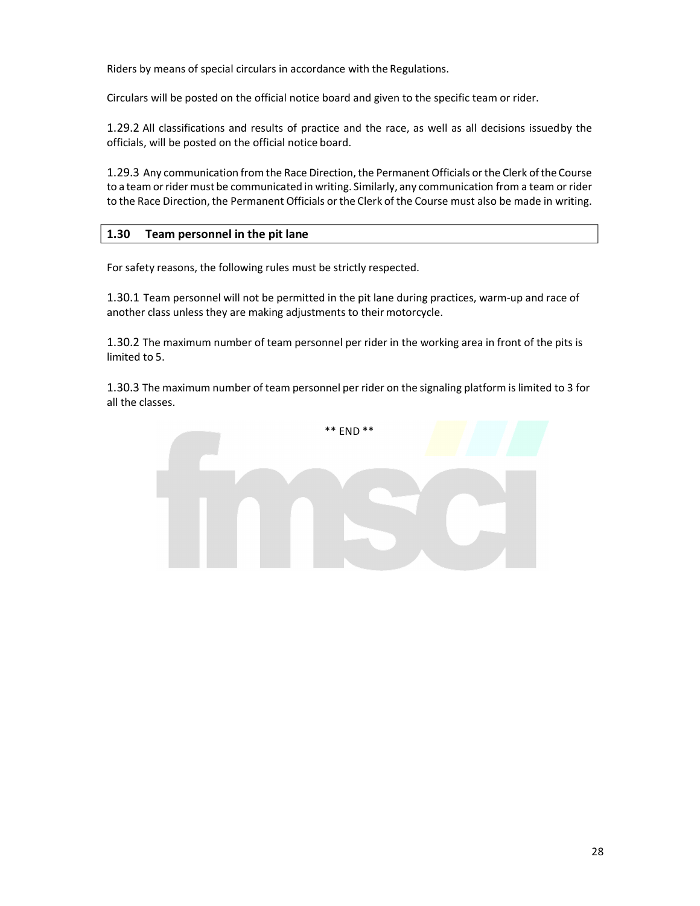Riders by means of special circulars in accordance with the Regulations.

Circulars will be posted on the official notice board and given to the specific team or rider.

1.29.2 All classifications and results of practice and the race, as well as all decisions issued by the officials, will be posted on the official notice board.

1.29.3 Any communication from the Race Direction, the Permanent Officials or the Clerk of the Course to a team or rider must be communicated in writing. Similarly, any communication from a team or rider to the Race Direction, the Permanent Officials or the Clerk of the Course must also be made in writing.

## 1.30 Team personnel in the pit lane

For safety reasons, the following rules must be strictly respected.

1.30.1 Team personnel will not be permitted in the pit lane during practices, warm-up and race of another class unless they are making adjustments to their motorcycle.

1.30.2 The maximum number of team personnel per rider in the working area in front of the pits is limited to 5.

1.30.3 The maximum number of team personnel per rider on the signaling platform is limited to 3 for all the classes.

** END **